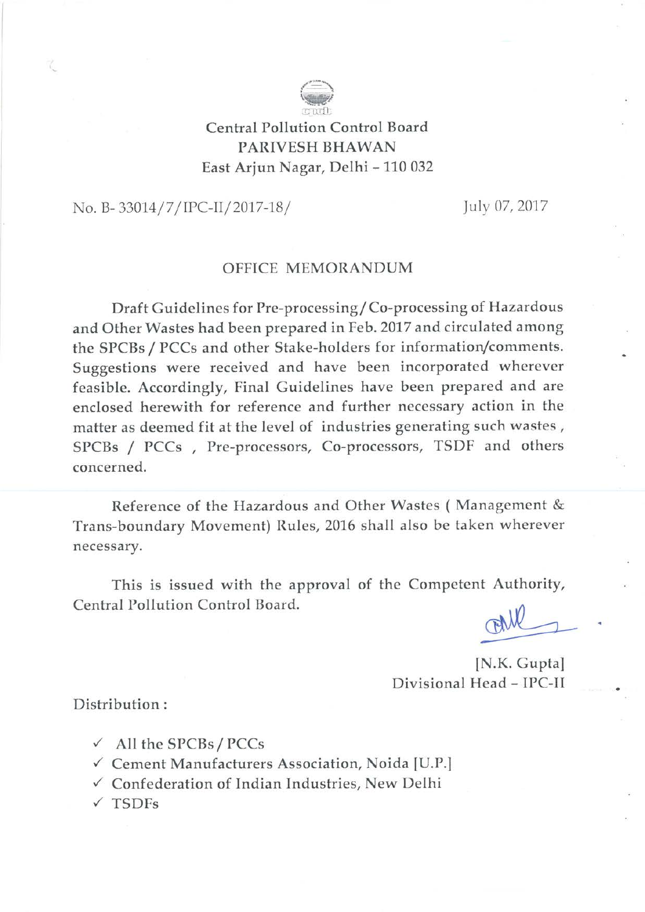Central Pollution Control Board
PARIVESH BHAWAN
East Arjun Nagar, Delhi – 110 032

No. B- 33014/7/IPC-II/2017-18/ July 07, 2017

## OFFICE MEMORANDUM

Draft Guidelines for Pre-processing/Co-processing of Hazardous and Other Wastes had been prepared in Feb. 2017 and circulated among the SPCBs / PCCs and other Stake-holders for information/comments. Suggestions were received and have been incorporated wherever feasible. Accordingly, Final Guidelines have been prepared and are enclosed herewith for reference and further necessary action in the matter as deemed fit at the level of industries generating such wastes, SPCBs / PCCs, Pre-processors, Co-processors, TSDF and others concerned.

Reference of the Hazardous and Other Wastes ( Management & Trans-boundary Movement) Rules, 2016 shall also be taken wherever necessary.

This is issued with the approval of the Competent Authority, Central Pollution Control Board.

[N.K. Gupta]
Divisional Head – IPC-II

Distribution :

- ✓ All the SPCBs / PCCs
- ✓ Cement Manufacturers Association, Noida [U.P.]
- ✓ Confederation of Indian Industries, New Delhi
- ✓ TSDFs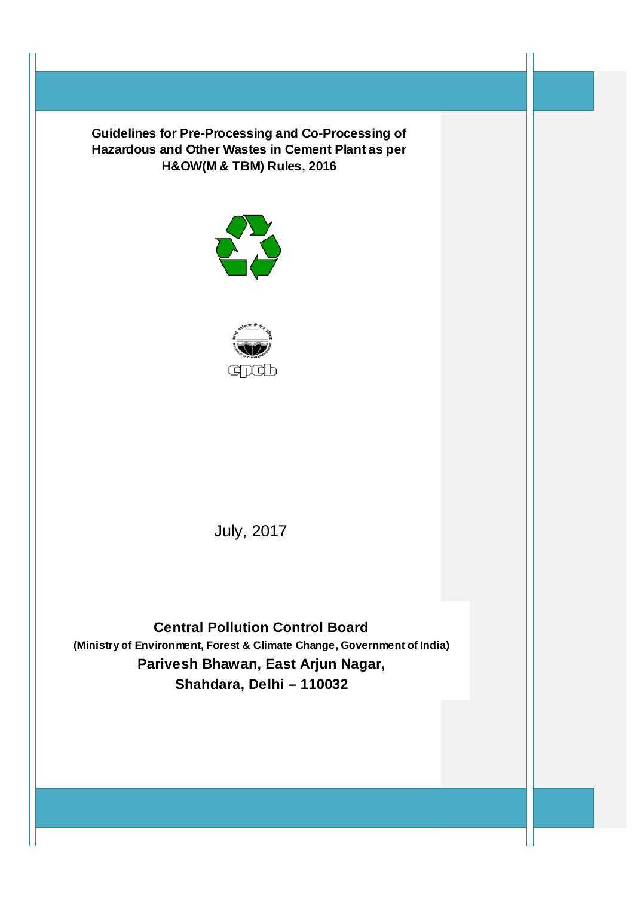# Guidelines for Pre-Processing and Co-Processing of Hazardous and Other Wastes in Cement Plant as per H&OW(M & TBM) Rules, 2016

July, 2017

**Central Pollution Control Board**

**(Ministry of Environment, Forest & Climate Change, Government of India)**

**Parivesh Bhawan, East Arjun Nagar,**

**Shahdara, Delhi – 110032**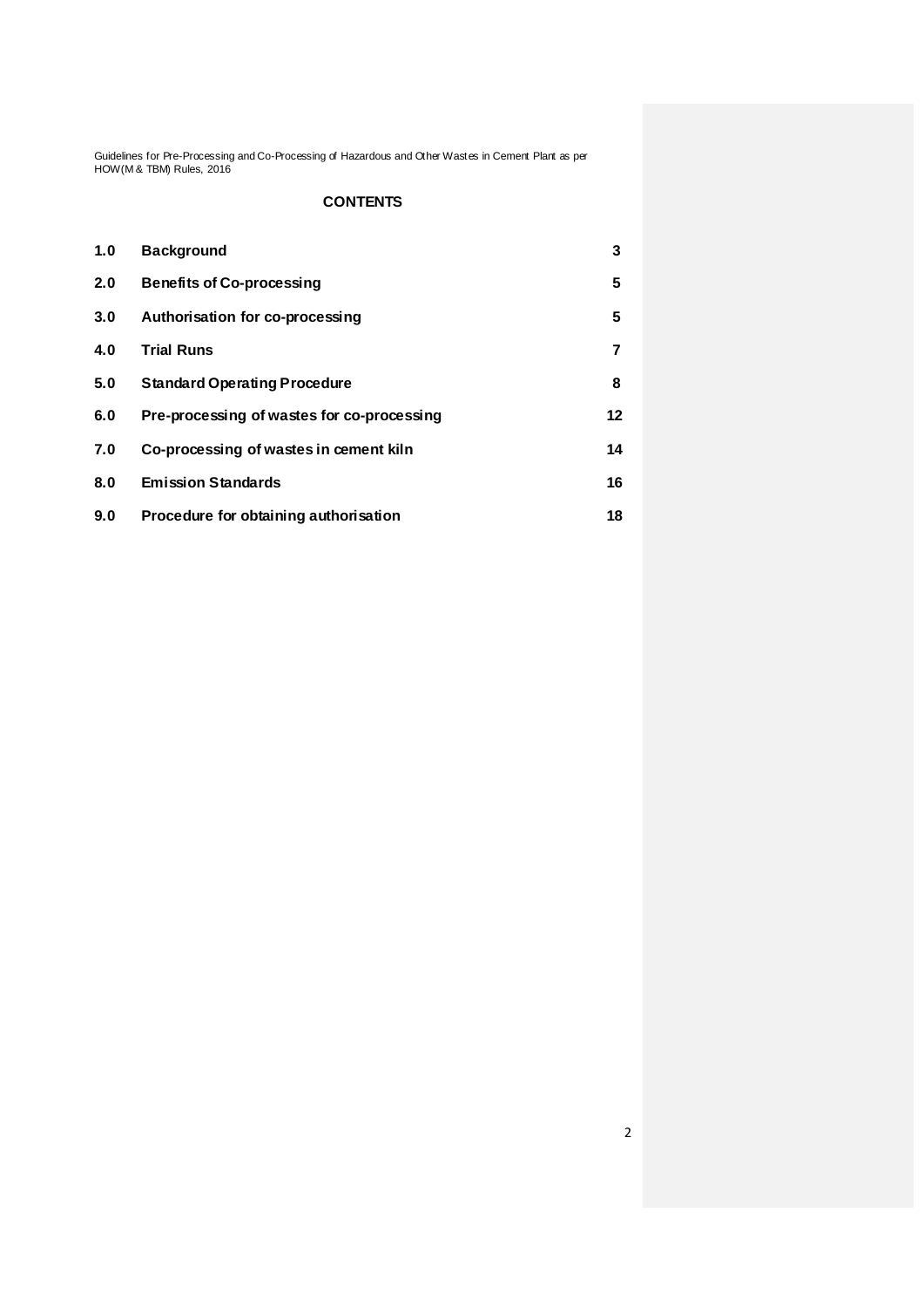## CONTENTS

| | | |
|---|---|---|
| **1.0** | **Background** | **3** |
| **2.0** | **Benefits of Co-processing** | **5** |
| **3.0** | **Authorisation for co-processing** | **5** |
| **4.0** | **Trial Runs** | **7** |
| **5.0** | **Standard Operating Procedure** | **8** |
| **6.0** | **Pre-processing of wastes for co-processing** | **12** |
| **7.0** | **Co-processing of wastes in cement kiln** | **14** |
| **8.0** | **Emission Standards** | **16** |
| **9.0** | **Procedure for obtaining authorisation** | **18** |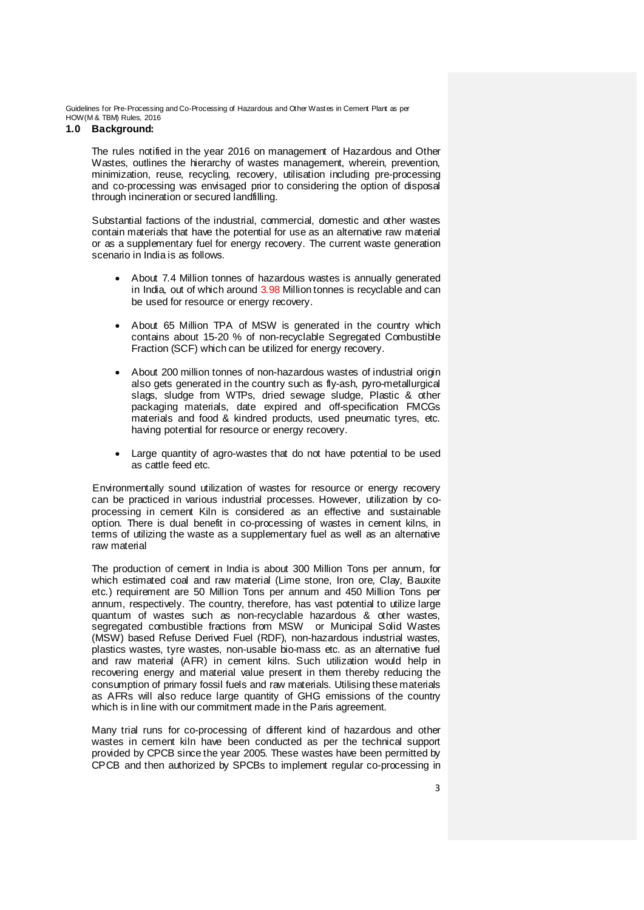## 1.0 Background:

The rules notified in the year 2016 on management of Hazardous and Other Wastes, outlines the hierarchy of wastes management, wherein, prevention, minimization, reuse, recycling, recovery, utilisation including pre-processing and co-processing was envisaged prior to considering the option of disposal through incineration or secured landfilling.

Substantial factions of the industrial, commercial, domestic and other wastes contain materials that have the potential for use as an alternative raw material or as a supplementary fuel for energy recovery. The current waste generation scenario in India is as follows.

- About 7.4 Million tonnes of hazardous wastes is annually generated in India, out of which around 3.98 Million tonnes is recyclable and can be used for resource or energy recovery.
- About 65 Million TPA of MSW is generated in the country which contains about 15-20 % of non-recyclable Segregated Combustible Fraction (SCF) which can be utilized for energy recovery.
- About 200 million tonnes of non-hazardous wastes of industrial origin also gets generated in the country such as fly-ash, pyro-metallurgical slags, sludge from WTPs, dried sewage sludge, Plastic & other packaging materials, date expired and off-specification FMCGs materials and food & kindred products, used pneumatic tyres, etc. having potential for resource or energy recovery.
- Large quantity of agro-wastes that do not have potential to be used as cattle feed etc.

Environmentally sound utilization of wastes for resource or energy recovery can be practiced in various industrial processes. However, utilization by co-processing in cement Kiln is considered as an effective and sustainable option. There is dual benefit in co-processing of wastes in cement kilns, in terms of utilizing the waste as a supplementary fuel as well as an alternative raw material

The production of cement in India is about 300 Million Tons per annum, for which estimated coal and raw material (Lime stone, Iron ore, Clay, Bauxite etc.) requirement are 50 Million Tons per annum and 450 Million Tons per annum, respectively. The country, therefore, has vast potential to utilize large quantum of wastes such as non-recyclable hazardous & other wastes, segregated combustible fractions from MSW or Municipal Solid Wastes (MSW) based Refuse Derived Fuel (RDF), non-hazardous industrial wastes, plastics wastes, tyre wastes, non-usable bio-mass etc. as an alternative fuel and raw material (AFR) in cement kilns. Such utilization would help in recovering energy and material value present in them thereby reducing the consumption of primary fossil fuels and raw materials. Utilising these materials as AFRs will also reduce large quantity of GHG emissions of the country which is in line with our commitment made in the Paris agreement.

Many trial runs for co-processing of different kind of hazardous and other wastes in cement kiln have been conducted as per the technical support provided by CPCB since the year 2005. These wastes have been permitted by CPCB and then authorized by SPCBs to implement regular co-processing in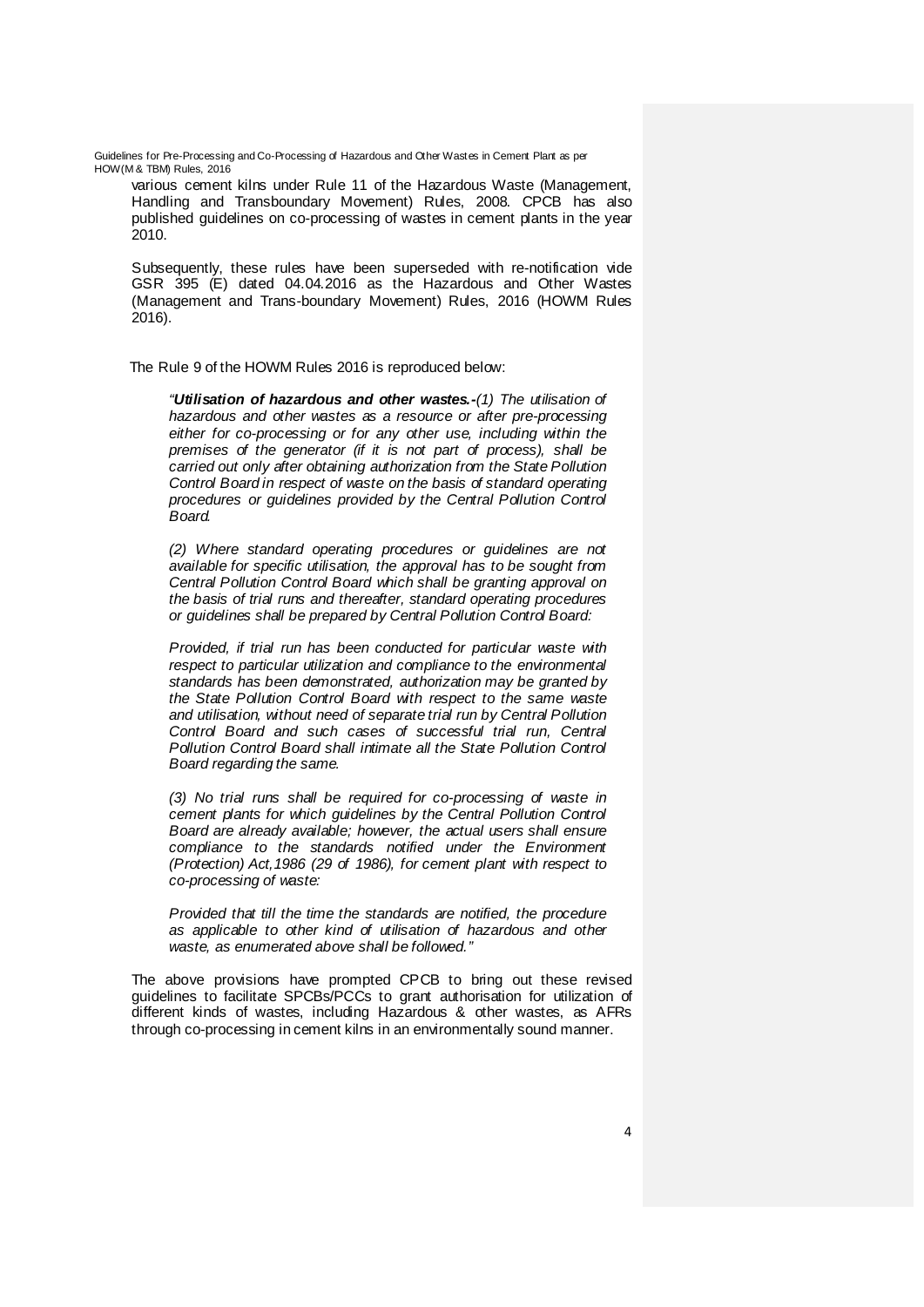various cement kilns under Rule 11 of the Hazardous Waste (Management, Handling and Transboundary Movement) Rules, 2008. CPCB has also published guidelines on co-processing of wastes in cement plants in the year 2010.

Subsequently, these rules have been superseded with re-notification vide GSR 395 (E) dated 04.04.2016 as the Hazardous and Other Wastes (Management and Trans-boundary Movement) Rules, 2016 (HOWM Rules 2016).

The Rule 9 of the HOWM Rules 2016 is reproduced below:

> *"**Utilisation of hazardous and other wastes.-**(1) The utilisation of hazardous and other wastes as a resource or after pre-processing either for co-processing or for any other use, including within the premises of the generator (if it is not part of process), shall be carried out only after obtaining authorization from the State Pollution Control Board in respect of waste on the basis of standard operating procedures or guidelines provided by the Central Pollution Control Board.*
>
> *(2) Where standard operating procedures or guidelines are not available for specific utilisation, the approval has to be sought from Central Pollution Control Board which shall be granting approval on the basis of trial runs and thereafter, standard operating procedures or guidelines shall be prepared by Central Pollution Control Board:*
>
> *Provided, if trial run has been conducted for particular waste with respect to particular utilization and compliance to the environmental standards has been demonstrated, authorization may be granted by the State Pollution Control Board with respect to the same waste and utilisation, without need of separate trial run by Central Pollution Control Board and such cases of successful trial run, Central Pollution Control Board shall intimate all the State Pollution Control Board regarding the same.*
>
> *(3) No trial runs shall be required for co-processing of waste in cement plants for which guidelines by the Central Pollution Control Board are already available; however, the actual users shall ensure compliance to the standards notified under the Environment (Protection) Act,1986 (29 of 1986), for cement plant with respect to co-processing of waste:*
>
> *Provided that till the time the standards are notified, the procedure as applicable to other kind of utilisation of hazardous and other waste, as enumerated above shall be followed."*

The above provisions have prompted CPCB to bring out these revised guidelines to facilitate SPCBs/PCCs to grant authorisation for utilization of different kinds of wastes, including Hazardous & other wastes, as AFRs through co-processing in cement kilns in an environmentally sound manner.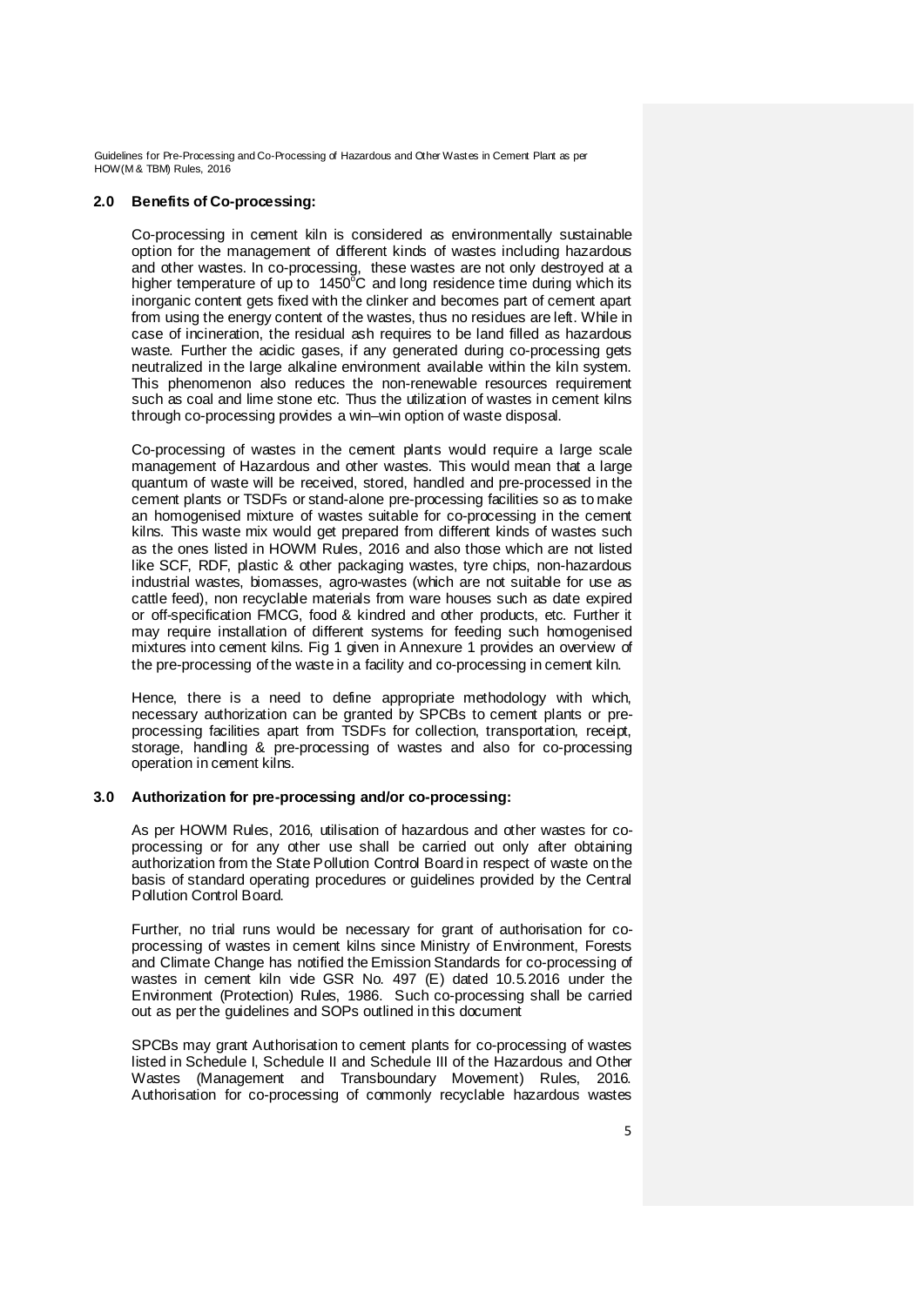## 2.0 Benefits of Co-processing:

Co-processing in cement kiln is considered as environmentally sustainable option for the management of different kinds of wastes including hazardous and other wastes. In co-processing, these wastes are not only destroyed at a higher temperature of up to $1450^{0}$C and long residence time during which its inorganic content gets fixed with the clinker and becomes part of cement apart from using the energy content of the wastes, thus no residues are left. While in case of incineration, the residual ash requires to be land filled as hazardous waste. Further the acidic gases, if any generated during co-processing gets neutralized in the large alkaline environment available within the kiln system. This phenomenon also reduces the non-renewable resources requirement such as coal and lime stone etc. Thus the utilization of wastes in cement kilns through co-processing provides a win–win option of waste disposal.

Co-processing of wastes in the cement plants would require a large scale management of Hazardous and other wastes. This would mean that a large quantum of waste will be received, stored, handled and pre-processed in the cement plants or TSDFs or stand-alone pre-processing facilities so as to make an homogenised mixture of wastes suitable for co-processing in the cement kilns. This waste mix would get prepared from different kinds of wastes such as the ones listed in HOWM Rules, 2016 and also those which are not listed like SCF, RDF, plastic & other packaging wastes, tyre chips, non-hazardous industrial wastes, biomasses, agro-wastes (which are not suitable for use as cattle feed), non recyclable materials from ware houses such as date expired or off-specification FMCG, food & kindred and other products, etc. Further it may require installation of different systems for feeding such homogenised mixtures into cement kilns. Fig 1 given in Annexure 1 provides an overview of the pre-processing of the waste in a facility and co-processing in cement kiln.

Hence, there is a need to define appropriate methodology with which, necessary authorization can be granted by SPCBs to cement plants or pre-processing facilities apart from TSDFs for collection, transportation, receipt, storage, handling & pre-processing of wastes and also for co-processing operation in cement kilns.

## 3.0 Authorization for pre-processing and/or co-processing:

As per HOWM Rules, 2016, utilisation of hazardous and other wastes for co-processing or for any other use shall be carried out only after obtaining authorization from the State Pollution Control Board in respect of waste on the basis of standard operating procedures or guidelines provided by the Central Pollution Control Board.

Further, no trial runs would be necessary for grant of authorisation for co-processing of wastes in cement kilns since Ministry of Environment, Forests and Climate Change has notified the Emission Standards for co-processing of wastes in cement kiln vide GSR No. 497 (E) dated 10.5.2016 under the Environment (Protection) Rules, 1986. Such co-processing shall be carried out as per the guidelines and SOPs outlined in this document

SPCBs may grant Authorisation to cement plants for co-processing of wastes listed in Schedule I, Schedule II and Schedule III of the Hazardous and Other Wastes (Management and Transboundary Movement) Rules, 2016. Authorisation for co-processing of commonly recyclable hazardous wastes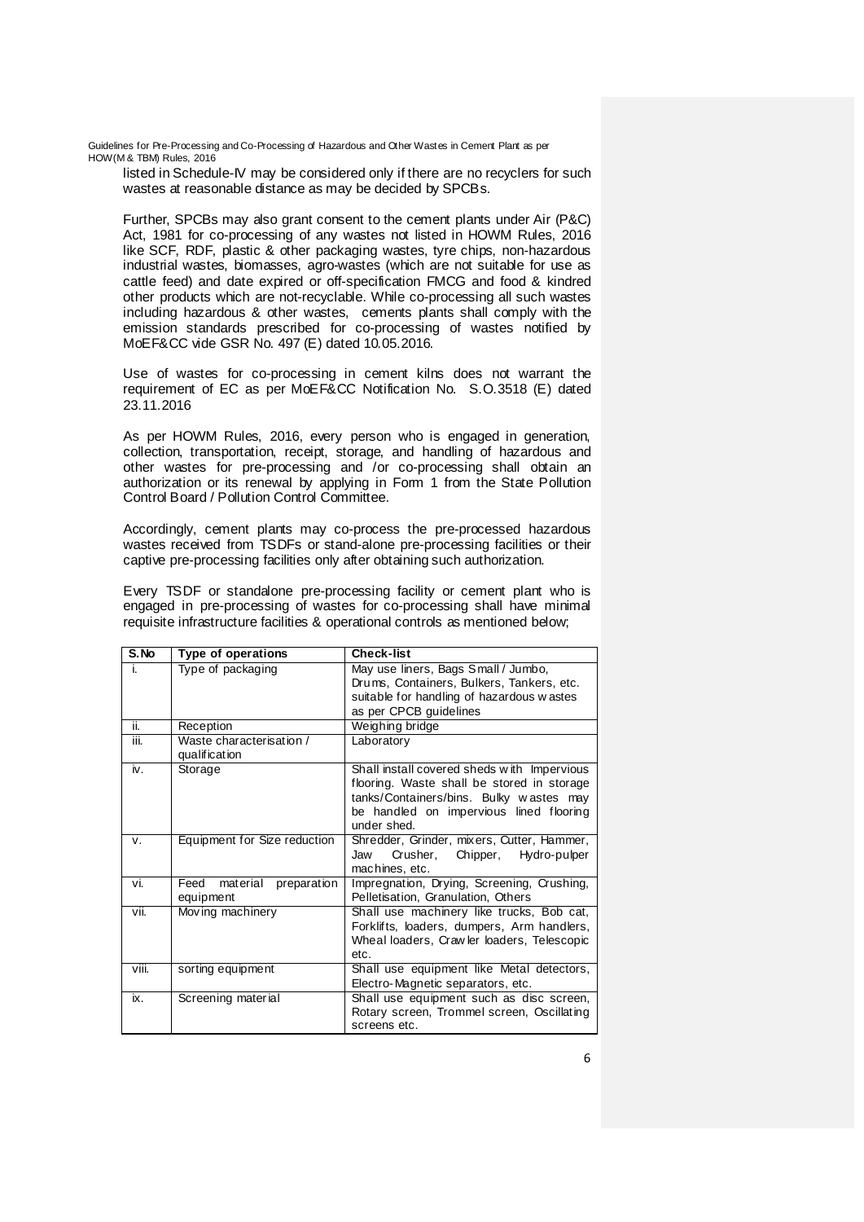listed in Schedule-IV may be considered only if there are no recyclers for such wastes at reasonable distance as may be decided by SPCBs.

Further, SPCBs may also grant consent to the cement plants under Air (P&C) Act, 1981 for co-processing of any wastes not listed in HOWM Rules, 2016 like SCF, RDF, plastic & other packaging wastes, tyre chips, non-hazardous industrial wastes, biomasses, agro-wastes (which are not suitable for use as cattle feed) and date expired or off-specification FMCG and food & kindred other products which are not-recyclable. While co-processing all such wastes including hazardous & other wastes, cements plants shall comply with the emission standards prescribed for co-processing of wastes notified by MoEF&CC vide GSR No. 497 (E) dated 10.05.2016.

Use of wastes for co-processing in cement kilns does not warrant the requirement of EC as per MoEF&CC Notification No. S.O.3518 (E) dated 23.11.2016

As per HOWM Rules, 2016, every person who is engaged in generation, collection, transportation, receipt, storage, and handling of hazardous and other wastes for pre-processing and /or co-processing shall obtain an authorization or its renewal by applying in Form 1 from the State Pollution Control Board / Pollution Control Committee.

Accordingly, cement plants may co-process the pre-processed hazardous wastes received from TSDFs or stand-alone pre-processing facilities or their captive pre-processing facilities only after obtaining such authorization.

Every TSDF or standalone pre-processing facility or cement plant who is engaged in pre-processing of wastes for co-processing shall have minimal requisite infrastructure facilities & operational controls as mentioned below;

| S.No | Type of operations | Check-list |
|---|---|---|
| i. | Type of packaging | May use liners, Bags Small / Jumbo, Drums, Containers, Bulkers, Tankers, etc. suitable for handling of hazardous wastes as per CPCB guidelines |
| ii. | Reception | Weighing bridge |
| iii. | Waste characterisation / qualification | Laboratory |
| iv. | Storage | Shall install covered sheds with Impervious flooring. Waste shall be stored in storage tanks/Containers/bins. Bulky wastes may be handled on impervious lined flooring under shed. |
| v. | Equipment for Size reduction | Shredder, Grinder, mixers, Cutter, Hammer, Jaw Crusher, Chipper, Hydro-pulper machines, etc. |
| vi. | Feed material preparation equipment | Impregnation, Drying, Screening, Crushing, Pelletisation, Granulation, Others |
| vii. | Moving machinery | Shall use machinery like trucks, Bob cat, Forklifts, loaders, dumpers, Arm handlers, Wheal loaders, Crawler loaders, Telescopic etc. |
| viii. | sorting equipment | Shall use equipment like Metal detectors, Electro-Magnetic separators, etc. |
| ix. | Screening material | Shall use equipment such as disc screen, Rotary screen, Trommel screen, Oscillating screens etc. |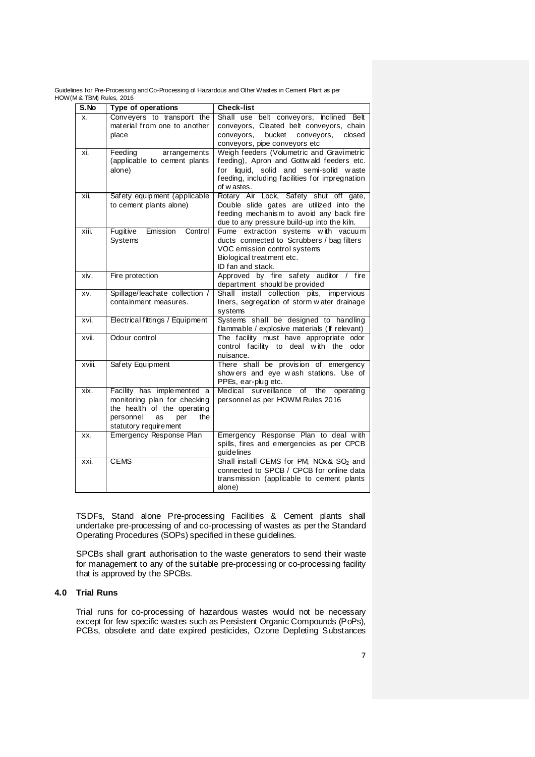| S.No | Type of operations | Check-list |
|---|---|---|
| x. | Conveyers to transport the material from one to another place | Shall use belt conveyors, Inclined Belt conveyors, Cleated belt conveyors, chain conveyors, bucket conveyors, closed conveyors, pipe conveyors etc |
| xi. | Feeding arrangements (applicable to cement plants alone) | Weigh feeders (Volumetric and Gravimetric feeding), Apron and Gottwald feeders etc. for liquid, solid and semi-solid waste feeding, including facilities for impregnation of wastes. |
| xii. | Safety equipment (applicable to cement plants alone) | Rotary Air Lock, Safety shut off gate, Double slide gates are utilized into the feeding mechanism to avoid any back fire due to any pressure build-up into the kiln. |
| xiii. | Fugitive Emission Control Systems | Fume extraction systems with vacuum ducts connected to Scrubbers / bag filters<br>VOC emission control systems<br>Biological treatment etc.<br>ID fan and stack. |
| xiv. | Fire protection | Approved by fire safety auditor / fire department should be provided |
| xv. | Spillage/leachate collection / containment measures. | Shall install collection pits, impervious liners, segregation of storm water drainage systems |
| xvi. | Electrical fittings / Equipment | Systems shall be designed to handling flammable / explosive materials (If relevant) |
| xvii. | Odour control | The facility must have appropriate odor control facility to deal with the odor nuisance. |
| xviii. | Safety Equipment | There shall be provision of emergency showers and eye wash stations. Use of PPEs, ear-plug etc. |
| xix. | Facility has implemented a monitoring plan for checking the health of the operating personnel as per the statutory requirement | Medical surveillance of the operating personnel as per HOWM Rules 2016 |
| xx. | Emergency Response Plan | Emergency Response Plan to deal with spills, fires and emergencies as per CPCB guidelines |
| xxi. | CEMS | Shall install CEMS for PM, NOx & $SO_2$ and connected to SPCB / CPCB for online data transmission (applicable to cement plants alone) |

TSDFs, Stand alone Pre-processing Facilities & Cement plants shall undertake pre-processing of and co-processing of wastes as per the Standard Operating Procedures (SOPs) specified in these guidelines.

SPCBs shall grant authorisation to the waste generators to send their waste for management to any of the suitable pre-processing or co-processing facility that is approved by the SPCBs.

## 4.0 Trial Runs

Trial runs for co-processing of hazardous wastes would not be necessary except for few specific wastes such as Persistent Organic Compounds (PoPs), PCBs, obsolete and date expired pesticides, Ozone Depleting Substances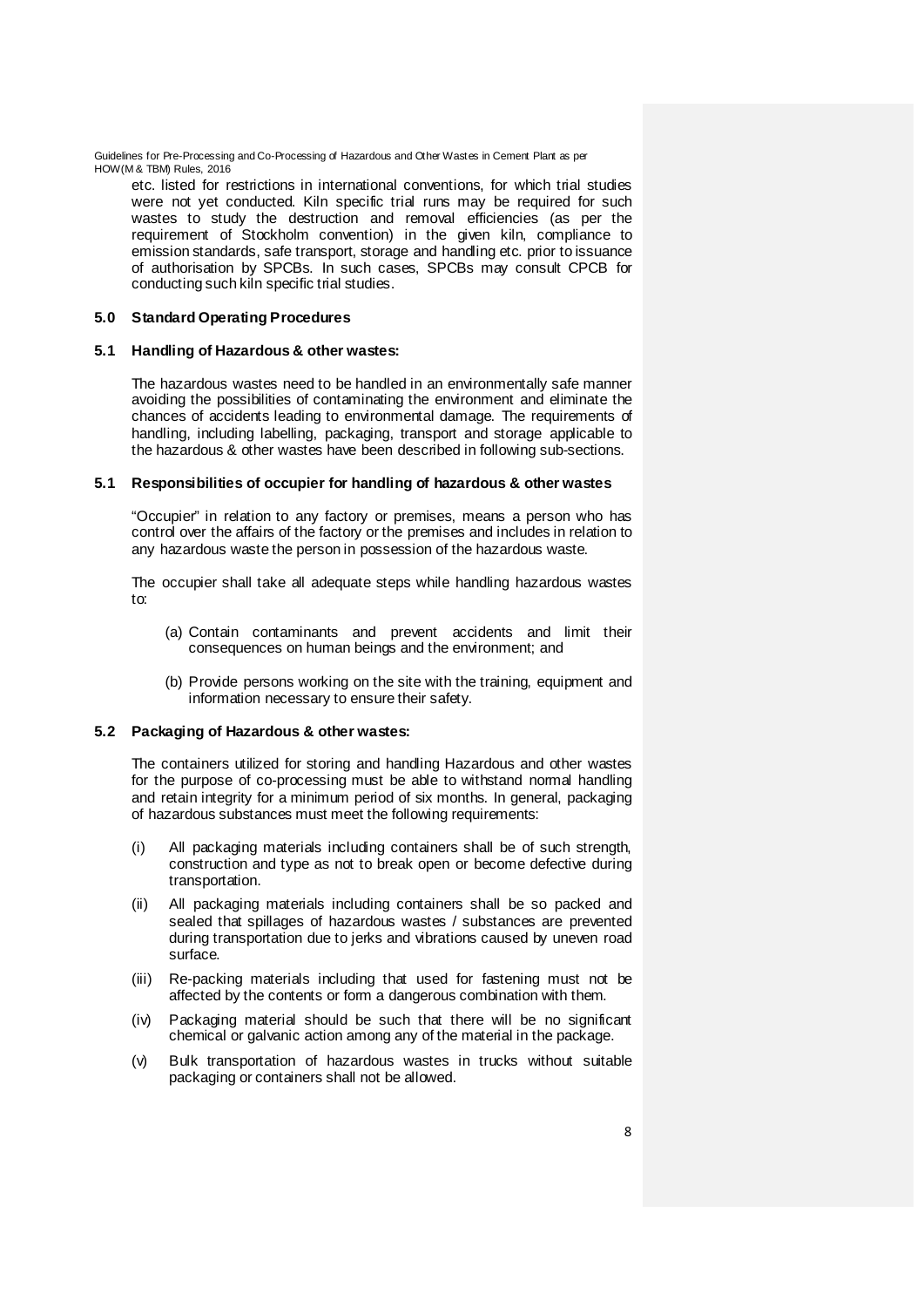etc. listed for restrictions in international conventions, for which trial studies were not yet conducted. Kiln specific trial runs may be required for such wastes to study the destruction and removal efficiencies (as per the requirement of Stockholm convention) in the given kiln, compliance to emission standards, safe transport, storage and handling etc. prior to issuance of authorisation by SPCBs. In such cases, SPCBs may consult CPCB for conducting such kiln specific trial studies.

## 5.0 Standard Operating Procedures

### 5.1 Handling of Hazardous & other wastes:

The hazardous wastes need to be handled in an environmentally safe manner avoiding the possibilities of contaminating the environment and eliminate the chances of accidents leading to environmental damage. The requirements of handling, including labelling, packaging, transport and storage applicable to the hazardous & other wastes have been described in following sub-sections.

### 5.1 Responsibilities of occupier for handling of hazardous & other wastes

"Occupier" in relation to any factory or premises, means a person who has control over the affairs of the factory or the premises and includes in relation to any hazardous waste the person in possession of the hazardous waste.

The occupier shall take all adequate steps while handling hazardous wastes to:

(a) Contain contaminants and prevent accidents and limit their consequences on human beings and the environment; and

(b) Provide persons working on the site with the training, equipment and information necessary to ensure their safety.

### 5.2 Packaging of Hazardous & other wastes:

The containers utilized for storing and handling Hazardous and other wastes for the purpose of co-processing must be able to withstand normal handling and retain integrity for a minimum period of six months. In general, packaging of hazardous substances must meet the following requirements:

(i) All packaging materials including containers shall be of such strength, construction and type as not to break open or become defective during transportation.

(ii) All packaging materials including containers shall be so packed and sealed that spillages of hazardous wastes / substances are prevented during transportation due to jerks and vibrations caused by uneven road surface.

(iii) Re-packing materials including that used for fastening must not be affected by the contents or form a dangerous combination with them.

(iv) Packaging material should be such that there will be no significant chemical or galvanic action among any of the material in the package.

(v) Bulk transportation of hazardous wastes in trucks without suitable packaging or containers shall not be allowed.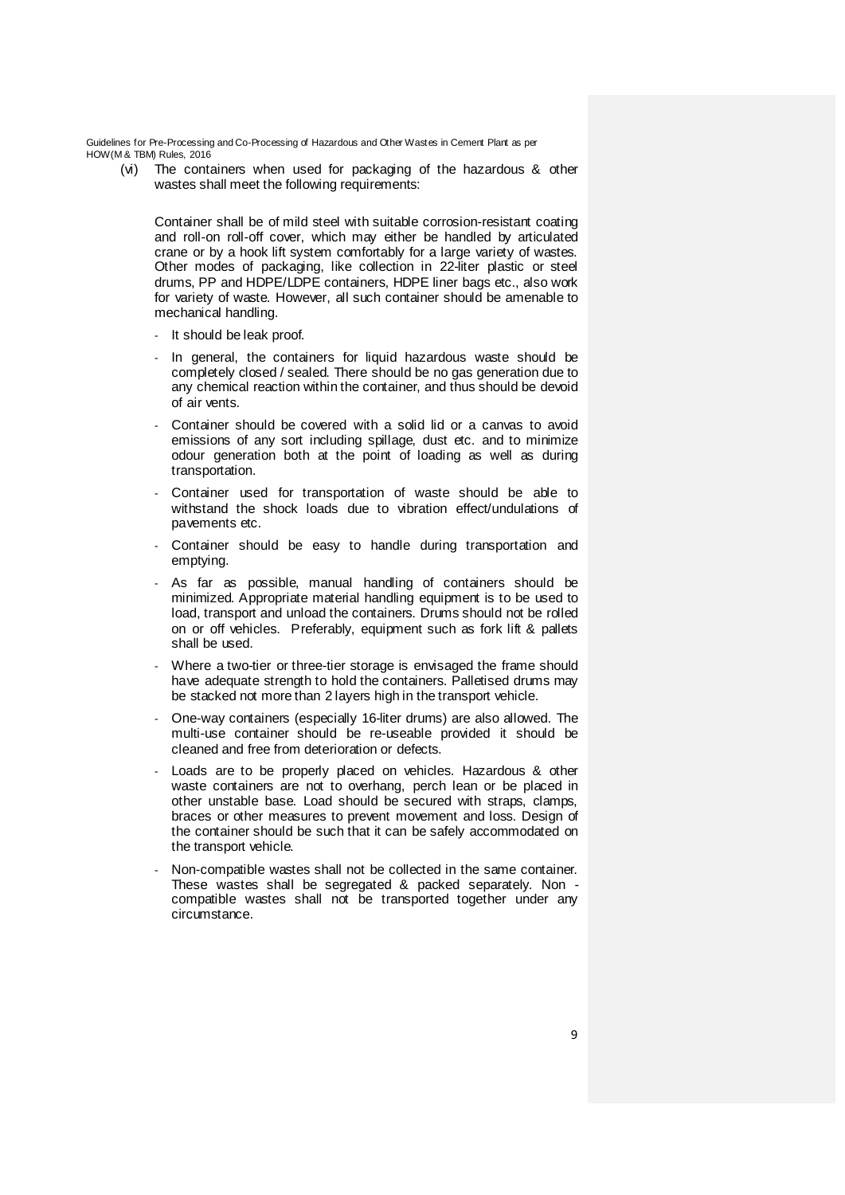(vi) The containers when used for packaging of the hazardous & other wastes shall meet the following requirements:

Container shall be of mild steel with suitable corrosion-resistant coating and roll-on roll-off cover, which may either be handled by articulated crane or by a hook lift system comfortably for a large variety of wastes. Other modes of packaging, like collection in 22-liter plastic or steel drums, PP and HDPE/LDPE containers, HDPE liner bags etc., also work for variety of waste. However, all such container should be amenable to mechanical handling.

- It should be leak proof.
- In general, the containers for liquid hazardous waste should be completely closed / sealed. There should be no gas generation due to any chemical reaction within the container, and thus should be devoid of air vents.
- Container should be covered with a solid lid or a canvas to avoid emissions of any sort including spillage, dust etc. and to minimize odour generation both at the point of loading as well as during transportation.
- Container used for transportation of waste should be able to withstand the shock loads due to vibration effect/undulations of pavements etc.
- Container should be easy to handle during transportation and emptying.
- As far as possible, manual handling of containers should be minimized. Appropriate material handling equipment is to be used to load, transport and unload the containers. Drums should not be rolled on or off vehicles. Preferably, equipment such as fork lift & pallets shall be used.
- Where a two-tier or three-tier storage is envisaged the frame should have adequate strength to hold the containers. Palletised drums may be stacked not more than 2 layers high in the transport vehicle.
- One-way containers (especially 16-liter drums) are also allowed. The multi-use container should be re-useable provided it should be cleaned and free from deterioration or defects.
- Loads are to be properly placed on vehicles. Hazardous & other waste containers are not to overhang, perch lean or be placed in other unstable base. Load should be secured with straps, clamps, braces or other measures to prevent movement and loss. Design of the container should be such that it can be safely accommodated on the transport vehicle.
- Non-compatible wastes shall not be collected in the same container. These wastes shall be segregated & packed separately. Non - compatible wastes shall not be transported together under any circumstance.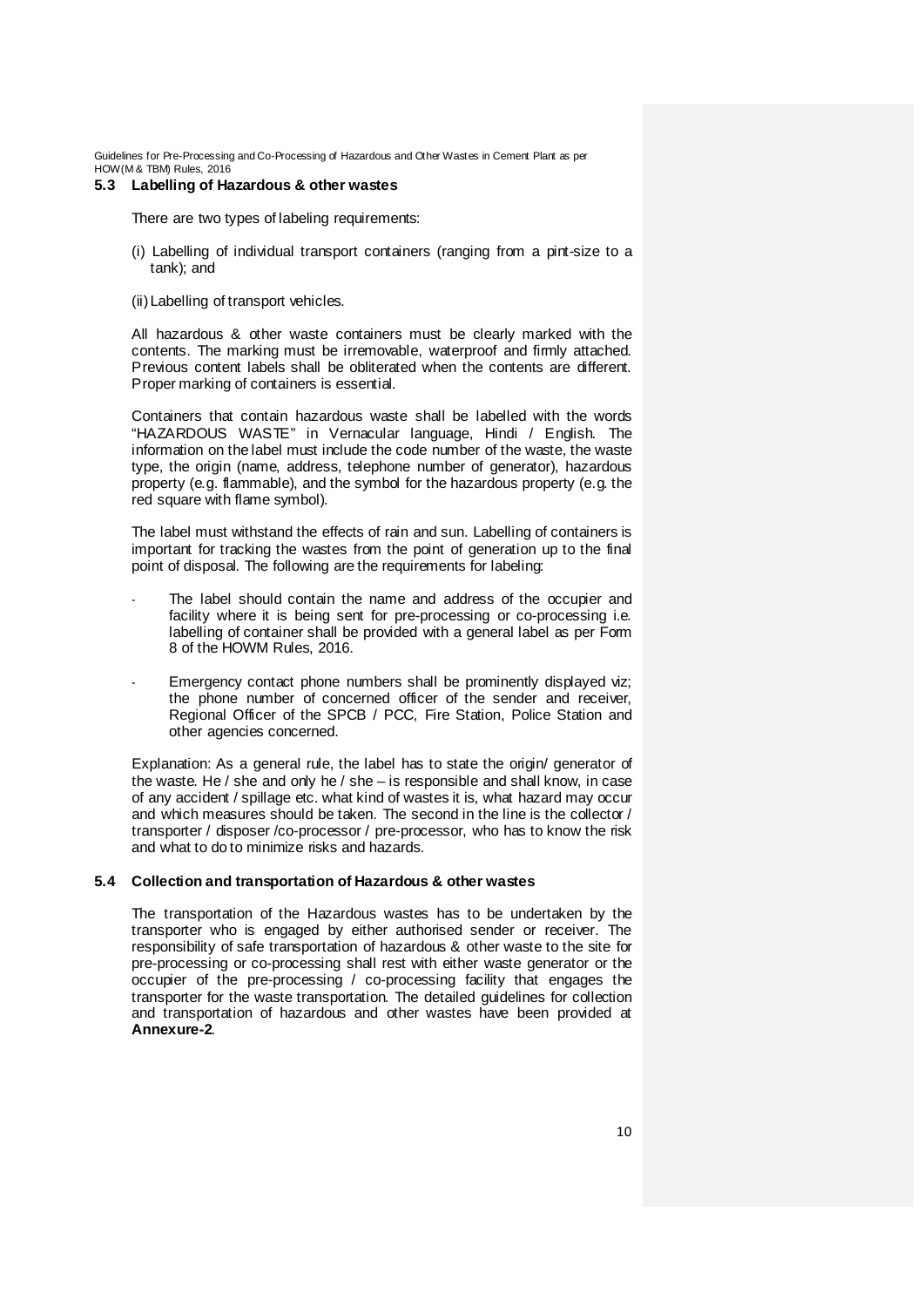## 5.3 Labelling of Hazardous & other wastes

There are two types of labeling requirements:

(i) Labelling of individual transport containers (ranging from a pint-size to a tank); and

(ii) Labelling of transport vehicles.

All hazardous & other waste containers must be clearly marked with the contents. The marking must be irremovable, waterproof and firmly attached. Previous content labels shall be obliterated when the contents are different. Proper marking of containers is essential.

Containers that contain hazardous waste shall be labelled with the words "HAZARDOUS WASTE" in Vernacular language, Hindi / English. The information on the label must include the code number of the waste, the waste type, the origin (name, address, telephone number of generator), hazardous property (e.g. flammable), and the symbol for the hazardous property (e.g. the red square with flame symbol).

The label must withstand the effects of rain and sun. Labelling of containers is important for tracking the wastes from the point of generation up to the final point of disposal. The following are the requirements for labeling:

- The label should contain the name and address of the occupier and facility where it is being sent for pre-processing or co-processing i.e. labelling of container shall be provided with a general label as per Form 8 of the HOWM Rules, 2016.
- Emergency contact phone numbers shall be prominently displayed viz; the phone number of concerned officer of the sender and receiver, Regional Officer of the SPCB / PCC, Fire Station, Police Station and other agencies concerned.

Explanation: As a general rule, the label has to state the origin/ generator of the waste. He / she and only he / she – is responsible and shall know, in case of any accident / spillage etc. what kind of wastes it is, what hazard may occur and which measures should be taken. The second in the line is the collector / transporter / disposer /co-processor / pre-processor, who has to know the risk and what to do to minimize risks and hazards.

## 5.4 Collection and transportation of Hazardous & other wastes

The transportation of the Hazardous wastes has to be undertaken by the transporter who is engaged by either authorised sender or receiver. The responsibility of safe transportation of hazardous & other waste to the site for pre-processing or co-processing shall rest with either waste generator or the occupier of the pre-processing / co-processing facility that engages the transporter for the waste transportation. The detailed guidelines for collection and transportation of hazardous and other wastes have been provided at **Annexure-2**.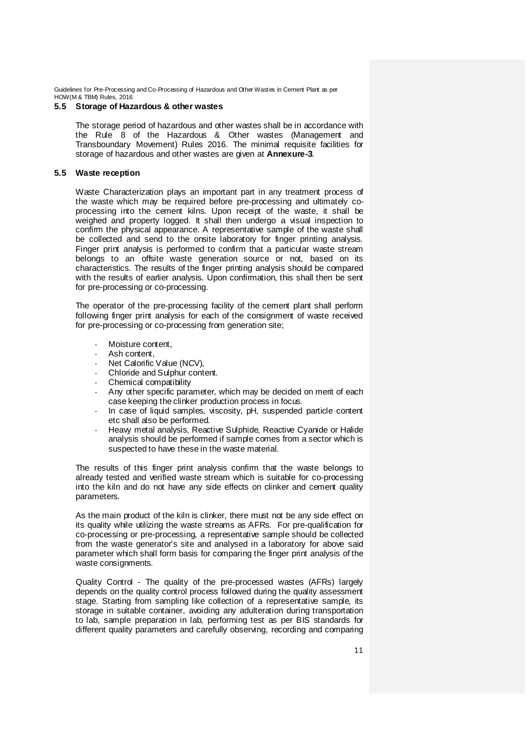## 5.5 Storage of Hazardous & other wastes

The storage period of hazardous and other wastes shall be in accordance with the Rule 8 of the Hazardous & Other wastes (Management and Transboundary Movement) Rules 2016. The minimal requisite facilities for storage of hazardous and other wastes are given at **Annexure-3**.

## 5.5 Waste reception

Waste Characterization plays an important part in any treatment process of the waste which may be required before pre-processing and ultimately co-processing into the cement kilns. Upon receipt of the waste, it shall be weighed and property logged. It shall then undergo a visual inspection to confirm the physical appearance. A representative sample of the waste shall be collected and send to the onsite laboratory for finger printing analysis. Finger print analysis is performed to confirm that a particular waste stream belongs to an offsite waste generation source or not, based on its characteristics. The results of the finger printing analysis should be compared with the results of earlier analysis. Upon confirmation, this shall then be sent for pre-processing or co-processing.

The operator of the pre-processing facility of the cement plant shall perform following finger print analysis for each of the consignment of waste received for pre-processing or co-processing from generation site;

- Moisture content,
- Ash content,
- Net Calorific Value (NCV),
- Chloride and Sulphur content.
- Chemical compatibility
- Any other specific parameter, which may be decided on merit of each case keeping the clinker production process in focus.
- In case of liquid samples, viscosity, pH, suspended particle content etc shall also be performed.
- Heavy metal analysis, Reactive Sulphide, Reactive Cyanide or Halide analysis should be performed if sample comes from a sector which is suspected to have these in the waste material.

The results of this finger print analysis confirm that the waste belongs to already tested and verified waste stream which is suitable for co-processing into the kiln and do not have any side effects on clinker and cement quality parameters.

As the main product of the kiln is clinker, there must not be any side effect on its quality while utilizing the waste streams as AFRs. For pre-qualification for co-processing or pre-processing, a representative sample should be collected from the waste generator's site and analysed in a laboratory for above said parameter which shall form basis for comparing the finger print analysis of the waste consignments.

Quality Control - The quality of the pre-processed wastes (AFRs) largely depends on the quality control process followed during the quality assessment stage. Starting from sampling like collection of a representative sample, its storage in suitable container, avoiding any adulteration during transportation to lab, sample preparation in lab, performing test as per BIS standards for different quality parameters and carefully observing, recording and comparing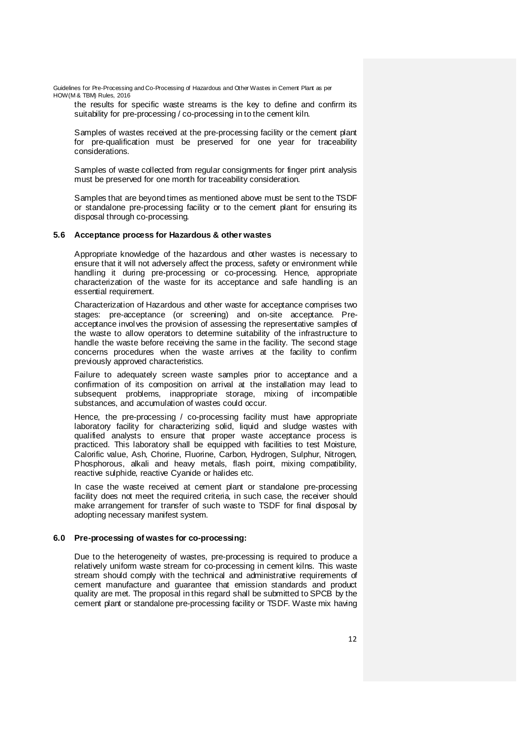the results for specific waste streams is the key to define and confirm its suitability for pre-processing / co-processing in to the cement kiln.

Samples of wastes received at the pre-processing facility or the cement plant for pre-qualification must be preserved for one year for traceability considerations.

Samples of waste collected from regular consignments for finger print analysis must be preserved for one month for traceability consideration.

Samples that are beyond times as mentioned above must be sent to the TSDF or standalone pre-processing facility or to the cement plant for ensuring its disposal through co-processing.

### 5.6 Acceptance process for Hazardous & other wastes

Appropriate knowledge of the hazardous and other wastes is necessary to ensure that it will not adversely affect the process, safety or environment while handling it during pre-processing or co-processing. Hence, appropriate characterization of the waste for its acceptance and safe handling is an essential requirement.

Characterization of Hazardous and other waste for acceptance comprises two stages: pre-acceptance (or screening) and on-site acceptance. Pre-acceptance involves the provision of assessing the representative samples of the waste to allow operators to determine suitability of the infrastructure to handle the waste before receiving the same in the facility. The second stage concerns procedures when the waste arrives at the facility to confirm previously approved characteristics.

Failure to adequately screen waste samples prior to acceptance and a confirmation of its composition on arrival at the installation may lead to subsequent problems, inappropriate storage, mixing of incompatible substances, and accumulation of wastes could occur.

Hence, the pre-processing / co-processing facility must have appropriate laboratory facility for characterizing solid, liquid and sludge wastes with qualified analysts to ensure that proper waste acceptance process is practiced. This laboratory shall be equipped with facilities to test Moisture, Calorific value, Ash, Chorine, Fluorine, Carbon, Hydrogen, Sulphur, Nitrogen, Phosphorous, alkali and heavy metals, flash point, mixing compatibility, reactive sulphide, reactive Cyanide or halides etc.

In case the waste received at cement plant or standalone pre-processing facility does not meet the required criteria, in such case, the receiver should make arrangement for transfer of such waste to TSDF for final disposal by adopting necessary manifest system.

## 6.0 Pre-processing of wastes for co-processing:

Due to the heterogeneity of wastes, pre-processing is required to produce a relatively uniform waste stream for co-processing in cement kilns. This waste stream should comply with the technical and administrative requirements of cement manufacture and guarantee that emission standards and product quality are met. The proposal in this regard shall be submitted to SPCB by the cement plant or standalone pre-processing facility or TSDF. Waste mix having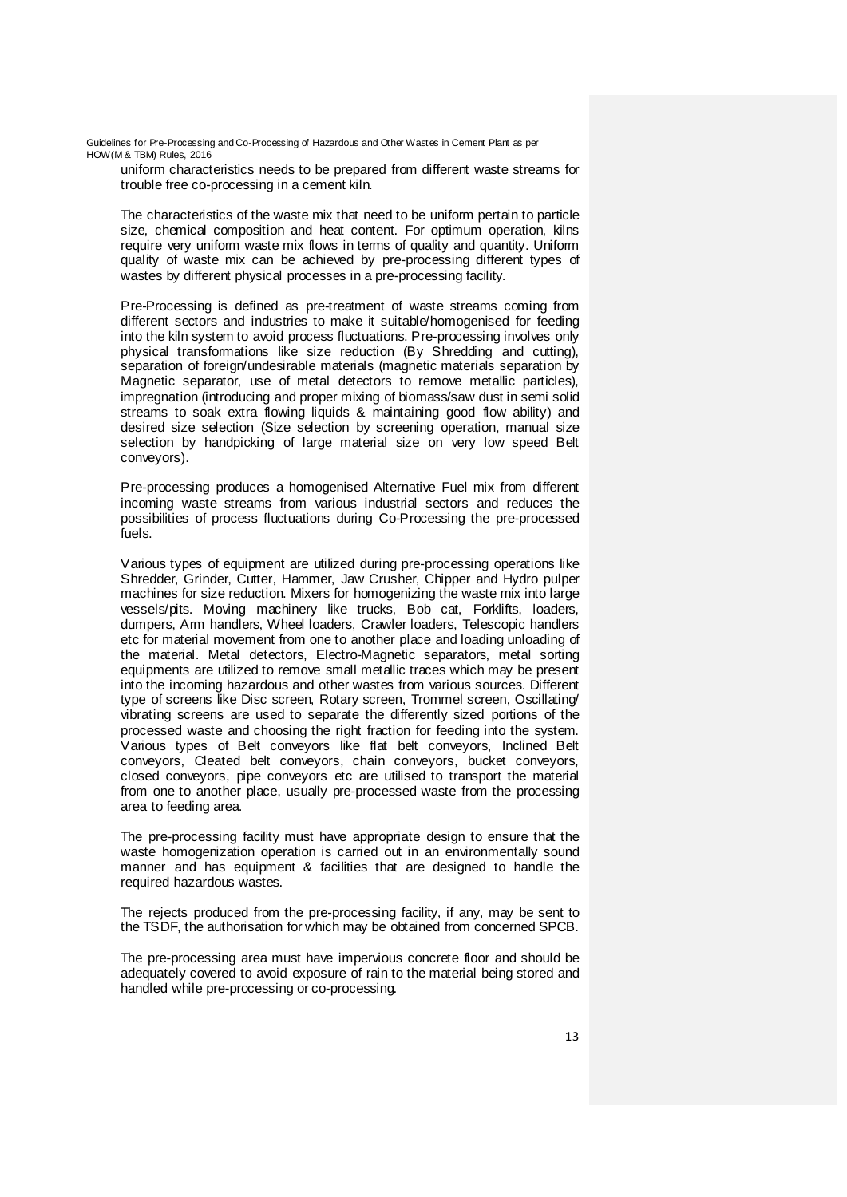uniform characteristics needs to be prepared from different waste streams for trouble free co-processing in a cement kiln.

The characteristics of the waste mix that need to be uniform pertain to particle size, chemical composition and heat content. For optimum operation, kilns require very uniform waste mix flows in terms of quality and quantity. Uniform quality of waste mix can be achieved by pre-processing different types of wastes by different physical processes in a pre-processing facility.

Pre-Processing is defined as pre-treatment of waste streams coming from different sectors and industries to make it suitable/homogenised for feeding into the kiln system to avoid process fluctuations. Pre-processing involves only physical transformations like size reduction (By Shredding and cutting), separation of foreign/undesirable materials (magnetic materials separation by Magnetic separator, use of metal detectors to remove metallic particles), impregnation (introducing and proper mixing of biomass/saw dust in semi solid streams to soak extra flowing liquids & maintaining good flow ability) and desired size selection (Size selection by screening operation, manual size selection by handpicking of large material size on very low speed Belt conveyors).

Pre-processing produces a homogenised Alternative Fuel mix from different incoming waste streams from various industrial sectors and reduces the possibilities of process fluctuations during Co-Processing the pre-processed fuels.

Various types of equipment are utilized during pre-processing operations like Shredder, Grinder, Cutter, Hammer, Jaw Crusher, Chipper and Hydro pulper machines for size reduction. Mixers for homogenizing the waste mix into large vessels/pits. Moving machinery like trucks, Bob cat, Forklifts, loaders, dumpers, Arm handlers, Wheel loaders, Crawler loaders, Telescopic handlers etc for material movement from one to another place and loading unloading of the material. Metal detectors, Electro-Magnetic separators, metal sorting equipments are utilized to remove small metallic traces which may be present into the incoming hazardous and other wastes from various sources. Different type of screens like Disc screen, Rotary screen, Trommel screen, Oscillating/ vibrating screens are used to separate the differently sized portions of the processed waste and choosing the right fraction for feeding into the system. Various types of Belt conveyors like flat belt conveyors, Inclined Belt conveyors, Cleated belt conveyors, chain conveyors, bucket conveyors, closed conveyors, pipe conveyors etc are utilised to transport the material from one to another place, usually pre-processed waste from the processing area to feeding area.

The pre-processing facility must have appropriate design to ensure that the waste homogenization operation is carried out in an environmentally sound manner and has equipment & facilities that are designed to handle the required hazardous wastes.

The rejects produced from the pre-processing facility, if any, may be sent to the TSDF, the authorisation for which may be obtained from concerned SPCB.

The pre-processing area must have impervious concrete floor and should be adequately covered to avoid exposure of rain to the material being stored and handled while pre-processing or co-processing.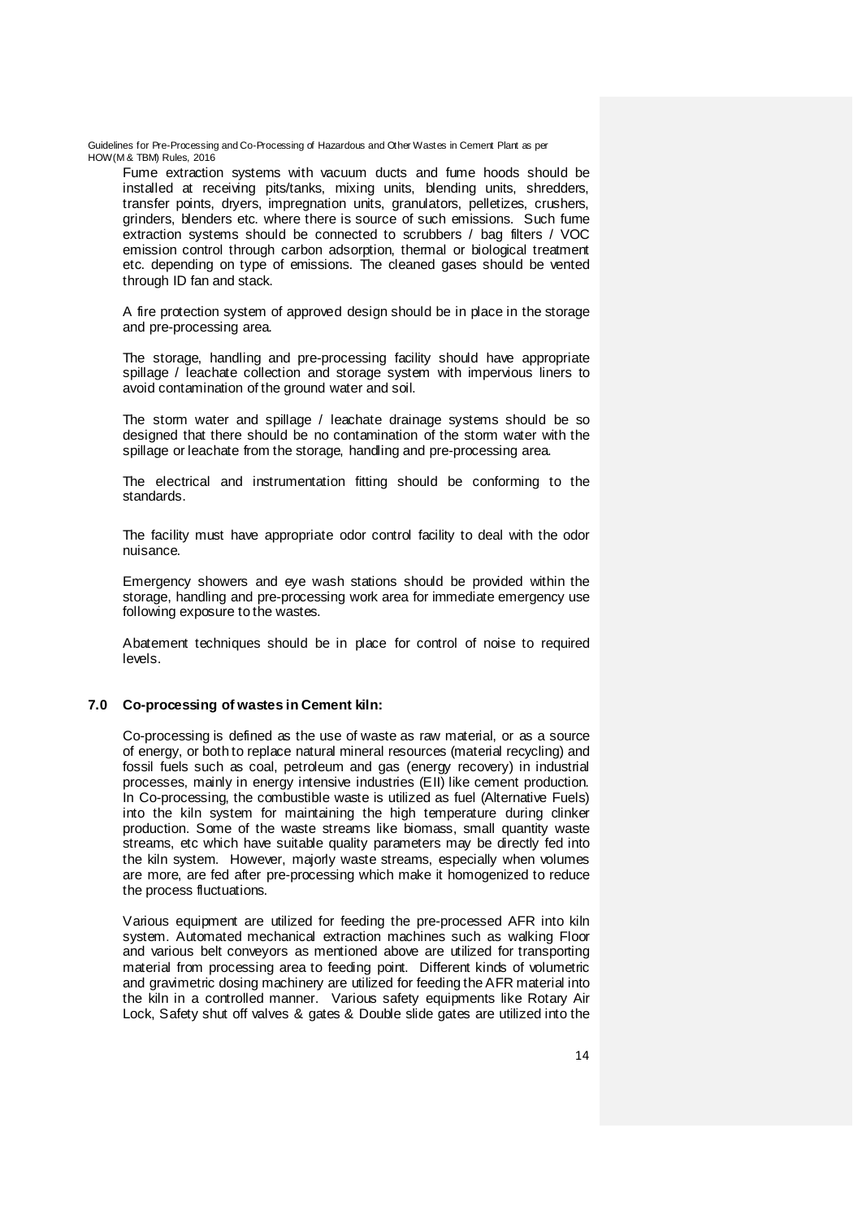Fume extraction systems with vacuum ducts and fume hoods should be installed at receiving pits/tanks, mixing units, blending units, shredders, transfer points, dryers, impregnation units, granulators, pelletizes, crushers, grinders, blenders etc. where there is source of such emissions. Such fume extraction systems should be connected to scrubbers / bag filters / VOC emission control through carbon adsorption, thermal or biological treatment etc. depending on type of emissions. The cleaned gases should be vented through ID fan and stack.

A fire protection system of approved design should be in place in the storage and pre-processing area.

The storage, handling and pre-processing facility should have appropriate spillage / leachate collection and storage system with impervious liners to avoid contamination of the ground water and soil.

The storm water and spillage / leachate drainage systems should be so designed that there should be no contamination of the storm water with the spillage or leachate from the storage, handling and pre-processing area.

The electrical and instrumentation fitting should be conforming to the standards.

The facility must have appropriate odor control facility to deal with the odor nuisance.

Emergency showers and eye wash stations should be provided within the storage, handling and pre-processing work area for immediate emergency use following exposure to the wastes.

Abatement techniques should be in place for control of noise to required levels.

## 7.0 Co-processing of wastes in Cement kiln:

Co-processing is defined as the use of waste as raw material, or as a source of energy, or both to replace natural mineral resources (material recycling) and fossil fuels such as coal, petroleum and gas (energy recovery) in industrial processes, mainly in energy intensive industries (EII) like cement production. In Co-processing, the combustible waste is utilized as fuel (Alternative Fuels) into the kiln system for maintaining the high temperature during clinker production. Some of the waste streams like biomass, small quantity waste streams, etc which have suitable quality parameters may be directly fed into the kiln system. However, majorly waste streams, especially when volumes are more, are fed after pre-processing which make it homogenized to reduce the process fluctuations.

Various equipment are utilized for feeding the pre-processed AFR into kiln system. Automated mechanical extraction machines such as walking Floor and various belt conveyors as mentioned above are utilized for transporting material from processing area to feeding point. Different kinds of volumetric and gravimetric dosing machinery are utilized for feeding the AFR material into the kiln in a controlled manner. Various safety equipments like Rotary Air Lock, Safety shut off valves & gates & Double slide gates are utilized into the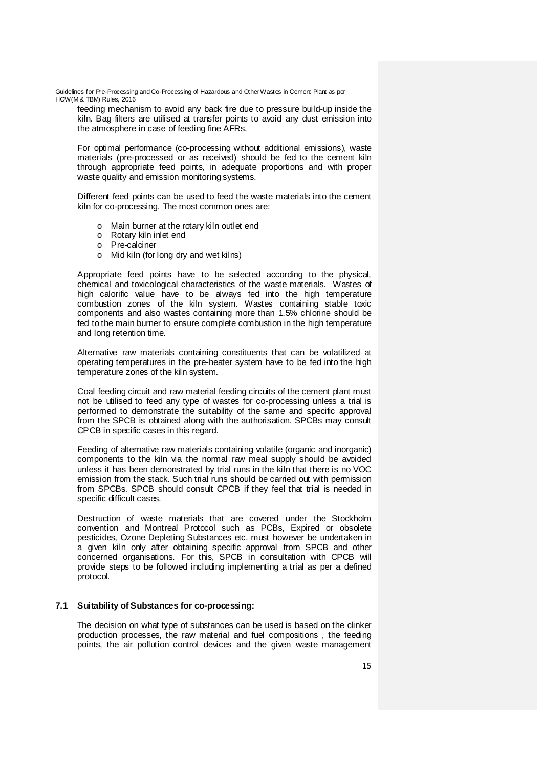feeding mechanism to avoid any back fire due to pressure build-up inside the kiln. Bag filters are utilised at transfer points to avoid any dust emission into the atmosphere in case of feeding fine AFRs.

For optimal performance (co-processing without additional emissions), waste materials (pre-processed or as received) should be fed to the cement kiln through appropriate feed points, in adequate proportions and with proper waste quality and emission monitoring systems.

Different feed points can be used to feed the waste materials into the cement kiln for co-processing. The most common ones are:

- Main burner at the rotary kiln outlet end
- Rotary kiln inlet end
- Pre-calciner
- Mid kiln (for long dry and wet kilns)

Appropriate feed points have to be selected according to the physical, chemical and toxicological characteristics of the waste materials. Wastes of high calorific value have to be always fed into the high temperature combustion zones of the kiln system. Wastes containing stable toxic components and also wastes containing more than 1.5% chlorine should be fed to the main burner to ensure complete combustion in the high temperature and long retention time.

Alternative raw materials containing constituents that can be volatilized at operating temperatures in the pre-heater system have to be fed into the high temperature zones of the kiln system.

Coal feeding circuit and raw material feeding circuits of the cement plant must not be utilised to feed any type of wastes for co-processing unless a trial is performed to demonstrate the suitability of the same and specific approval from the SPCB is obtained along with the authorisation. SPCBs may consult CPCB in specific cases in this regard.

Feeding of alternative raw materials containing volatile (organic and inorganic) components to the kiln via the normal raw meal supply should be avoided unless it has been demonstrated by trial runs in the kiln that there is no VOC emission from the stack. Such trial runs should be carried out with permission from SPCBs. SPCB should consult CPCB if they feel that trial is needed in specific difficult cases.

Destruction of waste materials that are covered under the Stockholm convention and Montreal Protocol such as PCBs, Expired or obsolete pesticides, Ozone Depleting Substances etc. must however be undertaken in a given kiln only after obtaining specific approval from SPCB and other concerned organisations. For this, SPCB in consultation with CPCB will provide steps to be followed including implementing a trial as per a defined protocol.

### 7.1 Suitability of Substances for co-processing:

The decision on what type of substances can be used is based on the clinker production processes, the raw material and fuel compositions , the feeding points, the air pollution control devices and the given waste management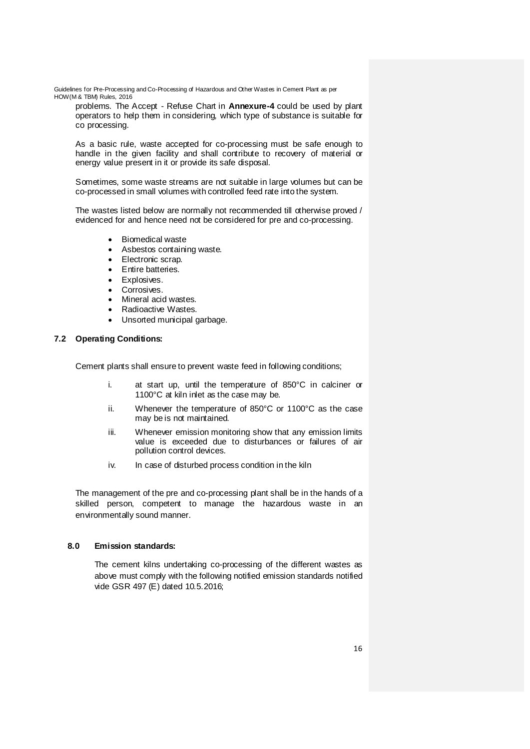problems. The Accept - Refuse Chart in **Annexure-4** could be used by plant operators to help them in considering, which type of substance is suitable for co processing.

As a basic rule, waste accepted for co-processing must be safe enough to handle in the given facility and shall contribute to recovery of material or energy value present in it or provide its safe disposal.

Sometimes, some waste streams are not suitable in large volumes but can be co-processed in small volumes with controlled feed rate into the system.

The wastes listed below are normally not recommended till otherwise proved / evidenced for and hence need not be considered for pre and co-processing.

- Biomedical waste
- Asbestos containing waste.
- Electronic scrap.
- Entire batteries.
- Explosives.
- Corrosives.
- Mineral acid wastes.
- Radioactive Wastes.
- Unsorted municipal garbage.

### 7.2 Operating Conditions:

Cement plants shall ensure to prevent waste feed in following conditions;

i. at start up, until the temperature of 850°C in calciner or 1100°C at kiln inlet as the case may be.

ii. Whenever the temperature of 850°C or 1100°C as the case may be is not maintained.

iii. Whenever emission monitoring show that any emission limits value is exceeded due to disturbances or failures of air pollution control devices.

iv. In case of disturbed process condition in the kiln

The management of the pre and co-processing plant shall be in the hands of a skilled person, competent to manage the hazardous waste in an environmentally sound manner.

## 8.0 Emission standards:

The cement kilns undertaking co-processing of the different wastes as above must comply with the following notified emission standards notified vide GSR 497 (E) dated 10.5.2016;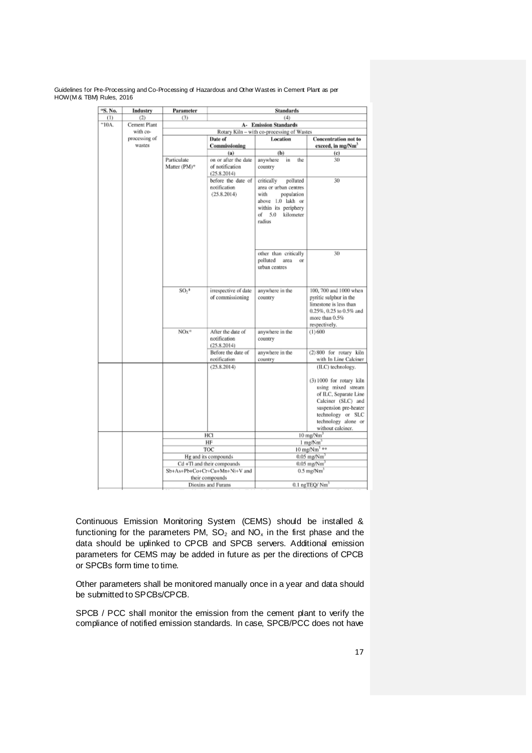| "S. No. | Industry | Parameter | Standards | | |
|---|---|---|---|---|---|
| (1) | (2) | (3) | (4) | | |
| "10A. | Cement Plant with co-processing of wastes | | A- Emission Standards | | |
| | | | Rotary Kiln – with co-processing of Wastes | | |
| | | | Date of Commissioning | Location | Concentration not to exceed, in mg/Nm$^3$ |
| | | | (a) | (b) | (c) |
| | | Particulate Matter (PM)* | on or after the date of notification (25.8.2014) | anywhere in the country | 30 |
| | | | before the date of notification (25.8.2014) | critically polluted area or urban centres with population above 1.0 lakh or within its periphery of 5.0 kilometer radius | 30 |
| | | | | other than critically polluted area or urban centres | 30 |
| | | $SO_2$* | irrespective of date of commissioning | anywhere in the country | 100, 700 and 1000 when pyritic sulphur in the limestone is less than 0.25%, 0.25 to 0.5% and more than 0.5% respectively. |
| | | NOx* | After the date of notification (25.8.2014) | anywhere in the country | (1) 600 |
| | | | Before the date of notification (25.8.2014) | anywhere in the country | (2) 800 for rotary kiln with In Line Calciner (ILC) technology.<br><br>(3) 1000 for rotary kiln using mixed stream of ILC, Separate Line Calciner (SLC) and suspension pre-heater technology or SLC technology alone or without calciner. |
| | | HCl | | 10 mg/Nm$^3$ | |
| | | HF | | 1 mg/Nm$^3$ | |
| | | TOC | | 10 mg/Nm$^3$ ** | |
| | | Hg and its compounds | | 0.05 mg/Nm$^3$ | |
| | | Cd +Tl and their compounds | | 0.05 mg/Nm$^3$ | |
| | | Sb+As+Pb+Co+Cr+Cu+Mn+Ni+V and their compounds | | 0.5 mg/Nm$^3$ | |
| | | Dioxins and Furans | | 0.1 ngTEQ/ Nm$^3$ | |

Continuous Emission Monitoring System (CEMS) should be installed & functioning for the parameters PM, $SO_2$ and $NO_x$ in the first phase and the data should be uplinked to CPCB and SPCB servers. Additional emission parameters for CEMS may be added in future as per the directions of CPCB or SPCBs form time to time.

Other parameters shall be monitored manually once in a year and data should be submitted to SPCBs/CPCB.

SPCB / PCC shall monitor the emission from the cement plant to verify the compliance of notified emission standards. In case, SPCB/PCC does not have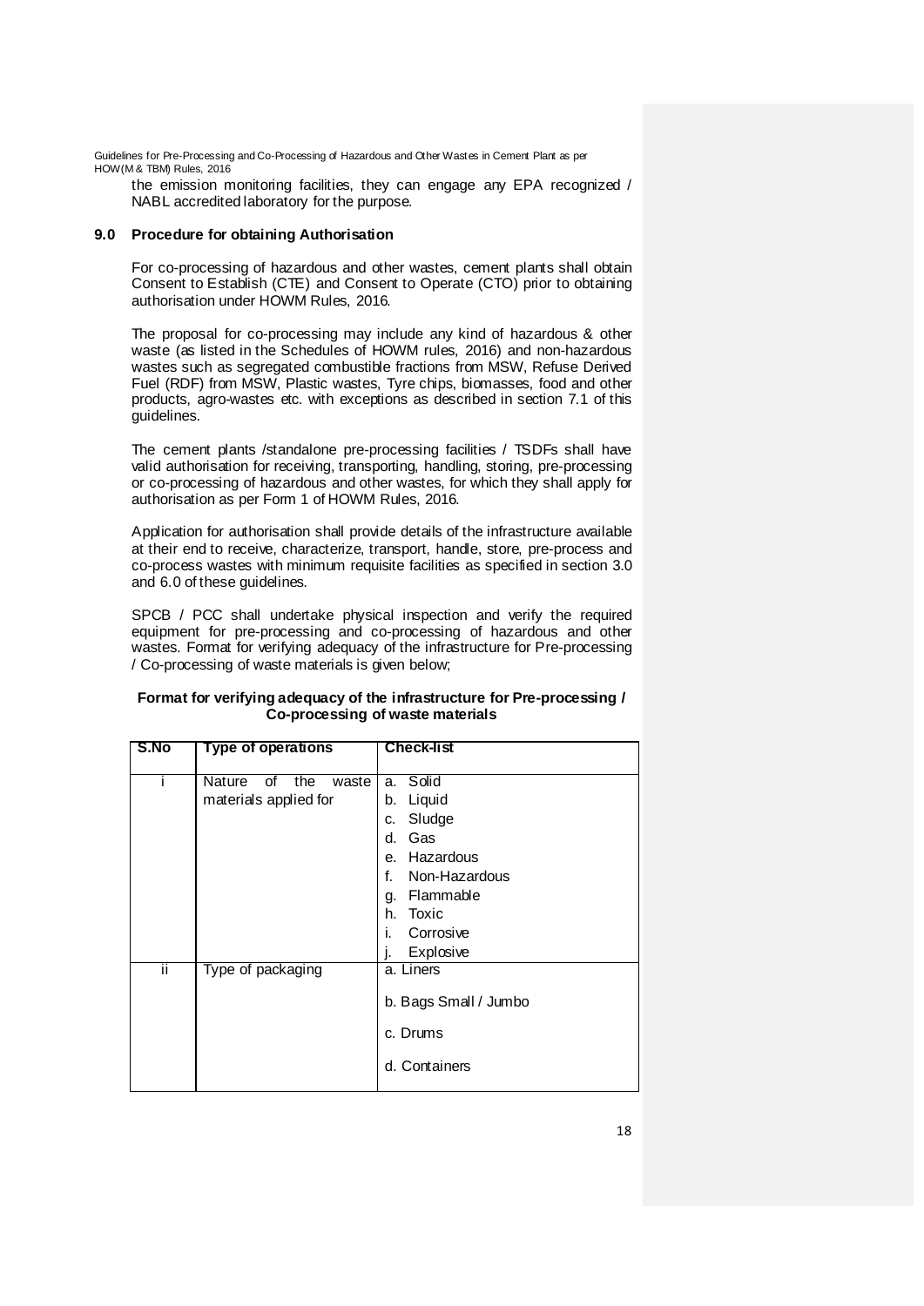the emission monitoring facilities, they can engage any EPA recognized / NABL accredited laboratory for the purpose.

## 9.0 Procedure for obtaining Authorisation

For co-processing of hazardous and other wastes, cement plants shall obtain Consent to Establish (CTE) and Consent to Operate (CTO) prior to obtaining authorisation under HOWM Rules, 2016.

The proposal for co-processing may include any kind of hazardous & other waste (as listed in the Schedules of HOWM rules, 2016) and non-hazardous wastes such as segregated combustible fractions from MSW, Refuse Derived Fuel (RDF) from MSW, Plastic wastes, Tyre chips, biomasses, food and other products, agro-wastes etc. with exceptions as described in section 7.1 of this guidelines.

The cement plants /standalone pre-processing facilities / TSDFs shall have valid authorisation for receiving, transporting, handling, storing, pre-processing or co-processing of hazardous and other wastes, for which they shall apply for authorisation as per Form 1 of HOWM Rules, 2016.

Application for authorisation shall provide details of the infrastructure available at their end to receive, characterize, transport, handle, store, pre-process and co-process wastes with minimum requisite facilities as specified in section 3.0 and 6.0 of these guidelines.

SPCB / PCC shall undertake physical inspection and verify the required equipment for pre-processing and co-processing of hazardous and other wastes. Format for verifying adequacy of the infrastructure for Pre-processing / Co-processing of waste materials is given below;

**Format for verifying adequacy of the infrastructure for Pre-processing / Co-processing of waste materials**

| S.No | Type of operations | Check-list |
|---|---|---|
| i | Nature of the waste materials applied for | a. Solid<br>b. Liquid<br>c. Sludge<br>d. Gas<br>e. Hazardous<br>f. Non-Hazardous<br>g. Flammable<br>h. Toxic<br>i. Corrosive<br>j. Explosive |
| ii | Type of packaging | a. Liners<br>b. Bags Small / Jumbo<br>c. Drums<br>d. Containers |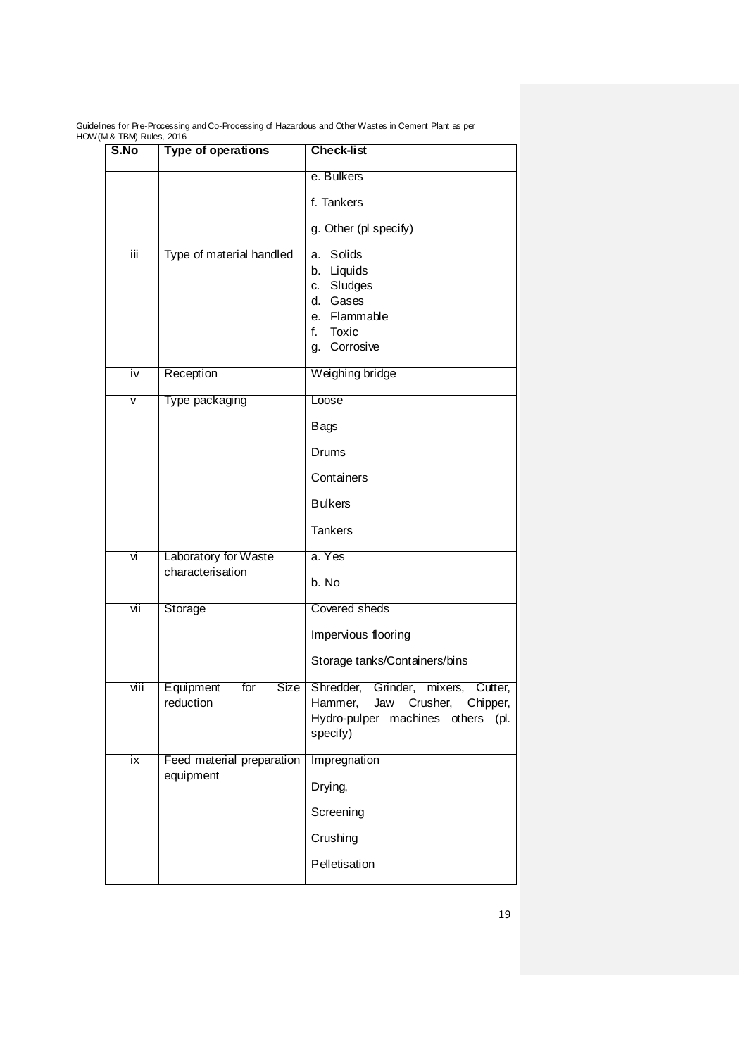| S.No | Type of operations | Check-list |
|---|---|---|
| | | e. Bulkers<br>f. Tankers<br>g. Other (pl specify) |
| iii | Type of material handled | a. Solids<br>b. Liquids<br>c. Sludges<br>d. Gases<br>e. Flammable<br>f. Toxic<br>g. Corrosive |
| iv | Reception | Weighing bridge |
| v | Type packaging | Loose<br>Bags<br>Drums<br>Containers<br>Bulkers<br>Tankers |
| vi | Laboratory for Waste characterisation | a. Yes<br>b. No |
| vii | Storage | Covered sheds<br>Impervious flooring<br>Storage tanks/Containers/bins |
| viii | Equipment for Size reduction | Shredder, Grinder, mixers, Cutter, Hammer, Jaw Crusher, Chipper, Hydro-pulper machines others (pl. specify) |
| ix | Feed material preparation equipment | Impregnation<br>Drying,<br>Screening<br>Crushing<br>Pelletisation |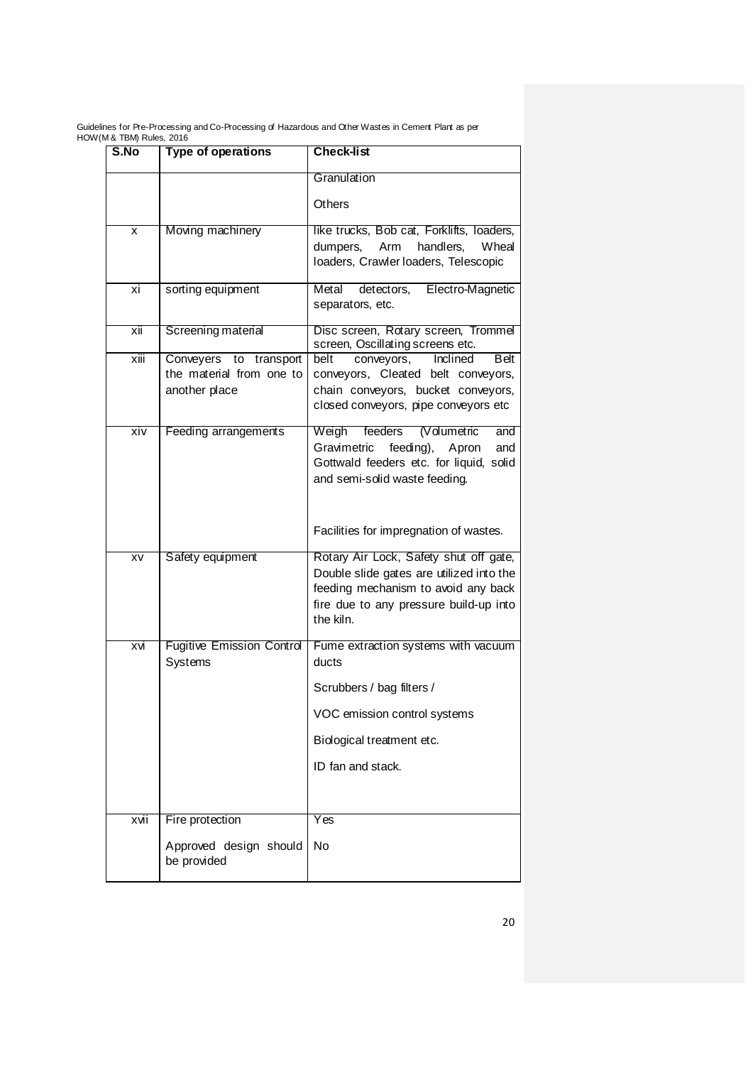| S.No | Type of operations | Check-list |
|---|---|---|
| | | Granulation<br><br>Others |
| x | Moving machinery | like trucks, Bob cat, Forklifts, loaders, dumpers, Arm handlers, Wheal loaders, Crawler loaders, Telescopic |
| xi | sorting equipment | Metal detectors, Electro-Magnetic separators, etc. |
| xii | Screening material | Disc screen, Rotary screen, Trommel screen, Oscillating screens etc. |
| xiii | Conveyers to transport the material from one to another place | belt conveyors, Inclined Belt conveyors, Cleated belt conveyors, chain conveyors, bucket conveyors, closed conveyors, pipe conveyors etc |
| xiv | Feeding arrangements | Weigh feeders (Volumetric and Gravimetric feeding), Apron and Gottwald feeders etc. for liquid, solid and semi-solid waste feeding.<br><br>Facilities for impregnation of wastes. |
| xv | Safety equipment | Rotary Air Lock, Safety shut off gate, Double slide gates are utilized into the feeding mechanism to avoid any back fire due to any pressure build-up into the kiln. |
| xvi | Fugitive Emission Control Systems | Fume extraction systems with vacuum ducts<br><br>Scrubbers / bag filters /<br><br>VOC emission control systems<br><br>Biological treatment etc.<br><br>ID fan and stack. |
| xvii | Fire protection<br><br>Approved design should be provided | Yes<br><br>No |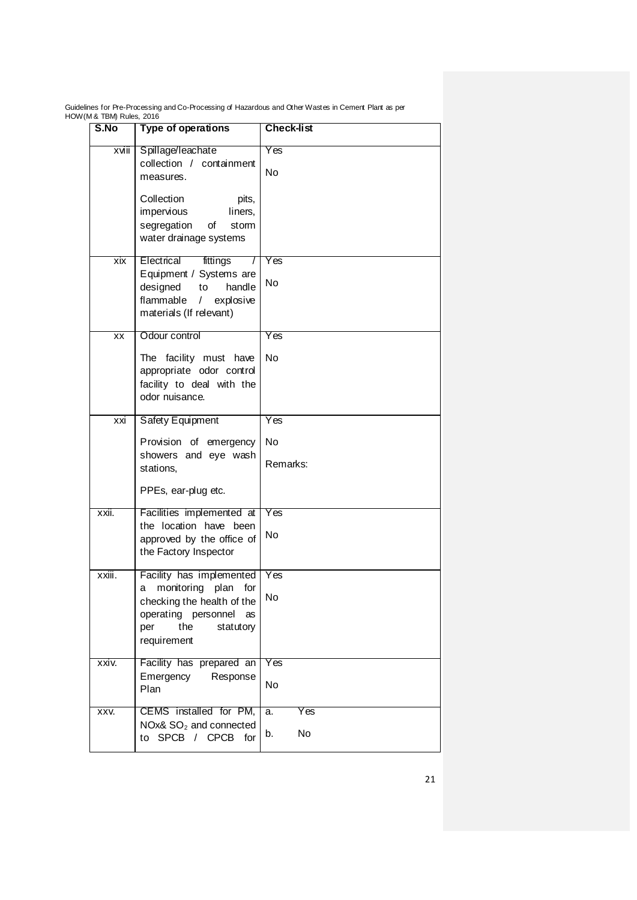| S.No | Type of operations | Check-list |
|---|---|---|
| xviii | Spillage/leachate collection / containment measures.<br><br>Collection pits, impervious liners, segregation of storm water drainage systems | Yes<br><br>No |
| xix | Electrical fittings / Equipment / Systems are designed to handle flammable / explosive materials (If relevant) | Yes<br><br>No |
| xx | Odour control<br><br>The facility must have appropriate odor control facility to deal with the odor nuisance. | Yes<br><br>No |
| xxi | Safety Equipment<br><br>Provision of emergency showers and eye wash stations,<br><br>PPEs, ear-plug etc. | Yes<br><br>No<br><br>Remarks: |
| xxii. | Facilities implemented at the location have been approved by the office of the Factory Inspector | Yes<br><br>No |
| xxiii. | Facility has implemented a monitoring plan for checking the health of the operating personnel as per the statutory requirement | Yes<br><br>No |
| xxiv. | Facility has prepared an Emergency Response Plan | Yes<br><br>No |
| xxv. | CEMS installed for PM, NOx& $SO_2$ and connected to SPCB / CPCB for | a. Yes<br><br>b. No |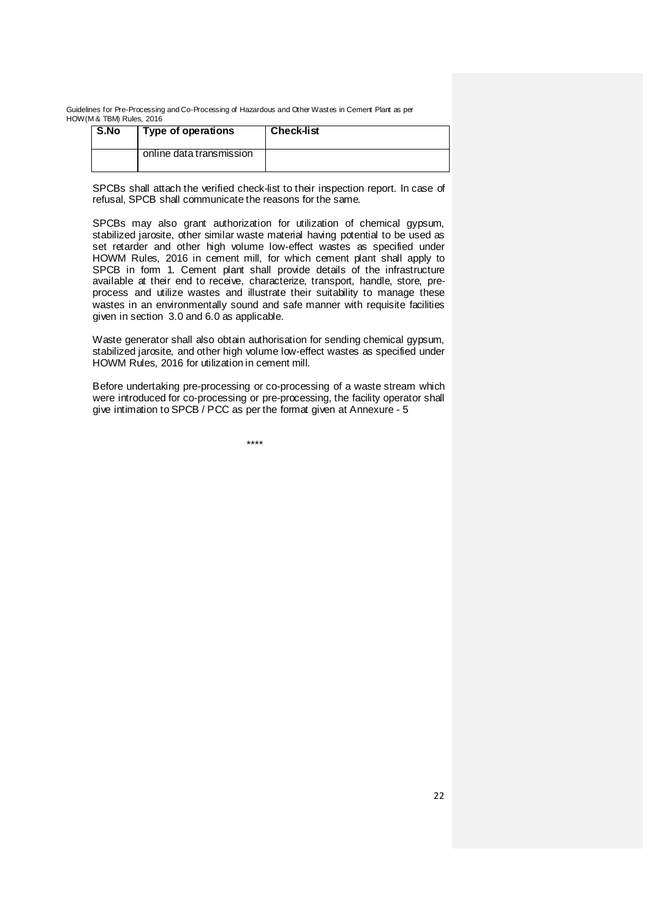| S.No | Type of operations | Check-list |
|---|---|---|
| | online data transmission | |

SPCBs shall attach the verified check-list to their inspection report. In case of refusal, SPCB shall communicate the reasons for the same.

SPCBs may also grant authorization for utilization of chemical gypsum, stabilized jarosite, other similar waste material having potential to be used as set retarder and other high volume low-effect wastes as specified under HOWM Rules, 2016 in cement mill, for which cement plant shall apply to SPCB in form 1. Cement plant shall provide details of the infrastructure available at their end to receive, characterize, transport, handle, store, pre-process and utilize wastes and illustrate their suitability to manage these wastes in an environmentally sound and safe manner with requisite facilities given in section 3.0 and 6.0 as applicable.

Waste generator shall also obtain authorisation for sending chemical gypsum, stabilized jarosite, and other high volume low-effect wastes as specified under HOWM Rules, 2016 for utilization in cement mill.

Before undertaking pre-processing or co-processing of a waste stream which were introduced for co-processing or pre-processing, the facility operator shall give intimation to SPCB / PCC as per the format given at Annexure - 5

****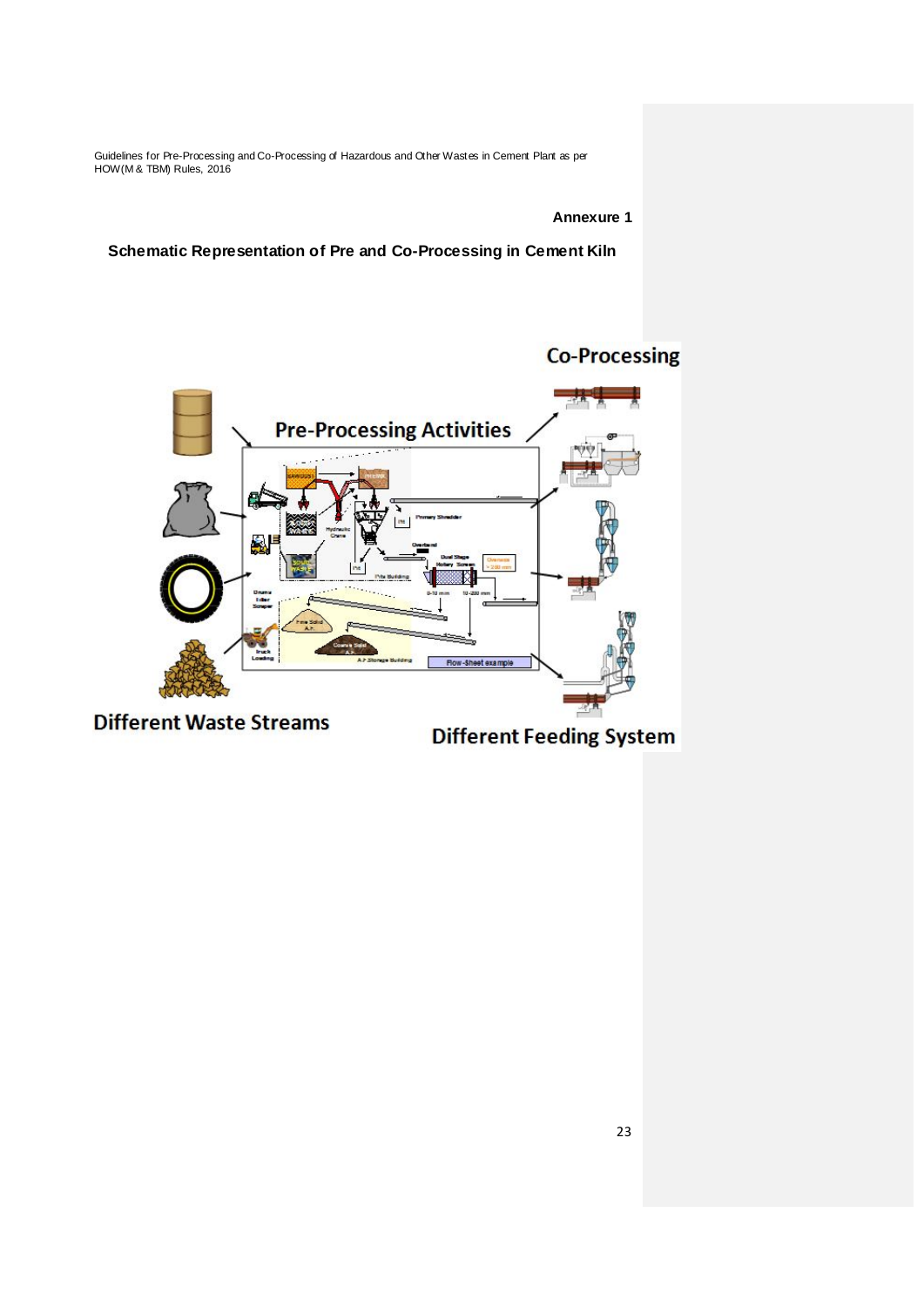**Annexure 1**

**Schematic Representation of Pre and Co-Processing in Cement Kiln**

Co-Processing

Pre-Processing Activities

Different Waste Streams

Different Feeding System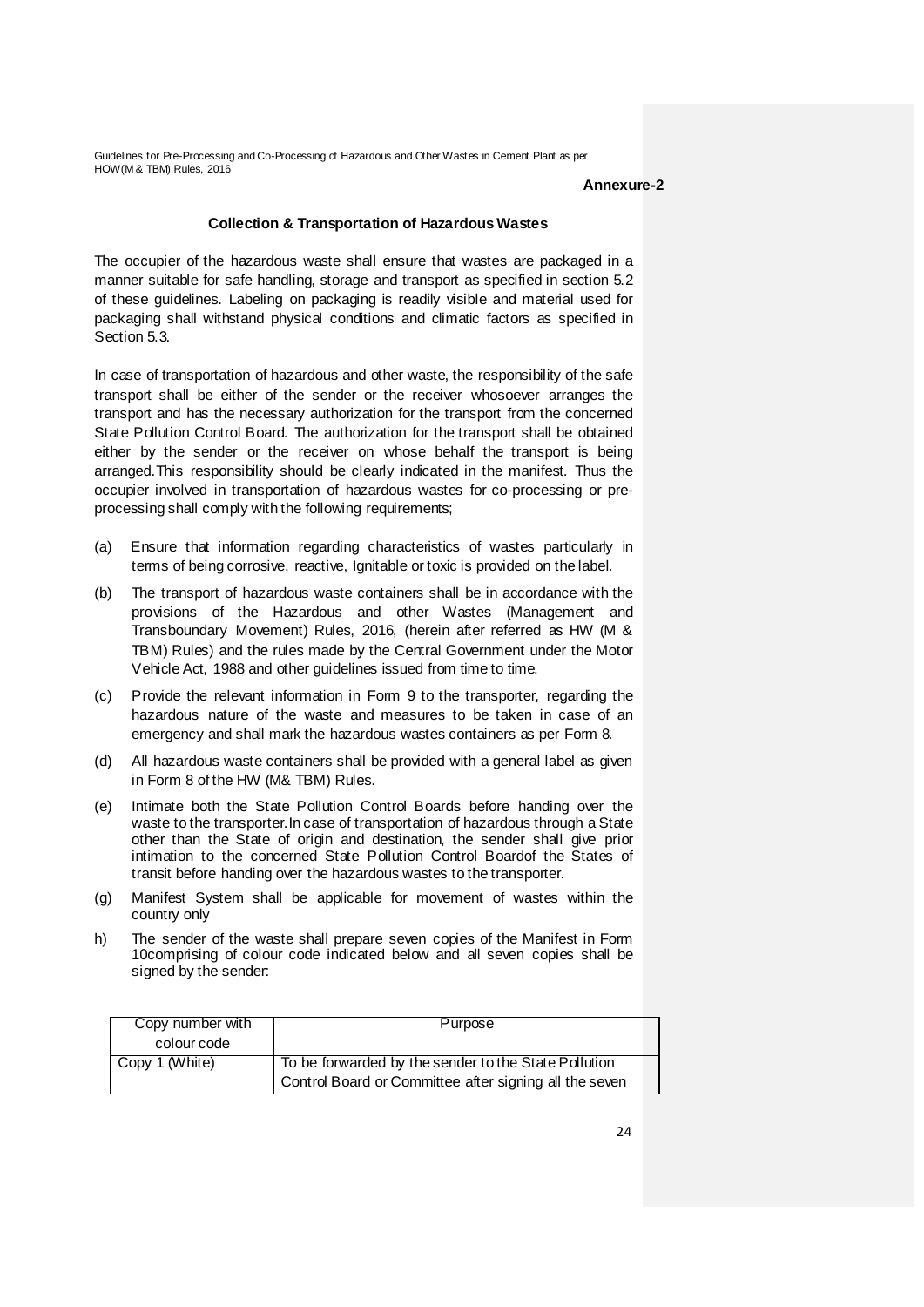**Annexure-2**

### Collection & Transportation of Hazardous Wastes

The occupier of the hazardous waste shall ensure that wastes are packaged in a manner suitable for safe handling, storage and transport as specified in section 5.2 of these guidelines. Labeling on packaging is readily visible and material used for packaging shall withstand physical conditions and climatic factors as specified in Section 5.3.

In case of transportation of hazardous and other waste, the responsibility of the safe transport shall be either of the sender or the receiver whosoever arranges the transport and has the necessary authorization for the transport from the concerned State Pollution Control Board. The authorization for the transport shall be obtained either by the sender or the receiver on whose behalf the transport is being arranged.This responsibility should be clearly indicated in the manifest. Thus the occupier involved in transportation of hazardous wastes for co-processing or pre-processing shall comply with the following requirements;

(a) Ensure that information regarding characteristics of wastes particularly in terms of being corrosive, reactive, Ignitable or toxic is provided on the label.

(b) The transport of hazardous waste containers shall be in accordance with the provisions of the Hazardous and other Wastes (Management and Transboundary Movement) Rules, 2016, (herein after referred as HW (M & TBM) Rules) and the rules made by the Central Government under the Motor Vehicle Act, 1988 and other guidelines issued from time to time.

(c) Provide the relevant information in Form 9 to the transporter, regarding the hazardous nature of the waste and measures to be taken in case of an emergency and shall mark the hazardous wastes containers as per Form 8.

(d) All hazardous waste containers shall be provided with a general label as given in Form 8 of the HW (M& TBM) Rules.

(e) Intimate both the State Pollution Control Boards before handing over the waste to the transporter.In case of transportation of hazardous through a State other than the State of origin and destination, the sender shall give prior intimation to the concerned State Pollution Control Boardof the States of transit before handing over the hazardous wastes to the transporter.

(g) Manifest System shall be applicable for movement of wastes within the country only

h) The sender of the waste shall prepare seven copies of the Manifest in Form 10comprising of colour code indicated below and all seven copies shall be signed by the sender:

| Copy number with colour code | Purpose |
|---|---|
| Copy 1 (White) | To be forwarded by the sender to the State Pollution Control Board or Committee after signing all the seven |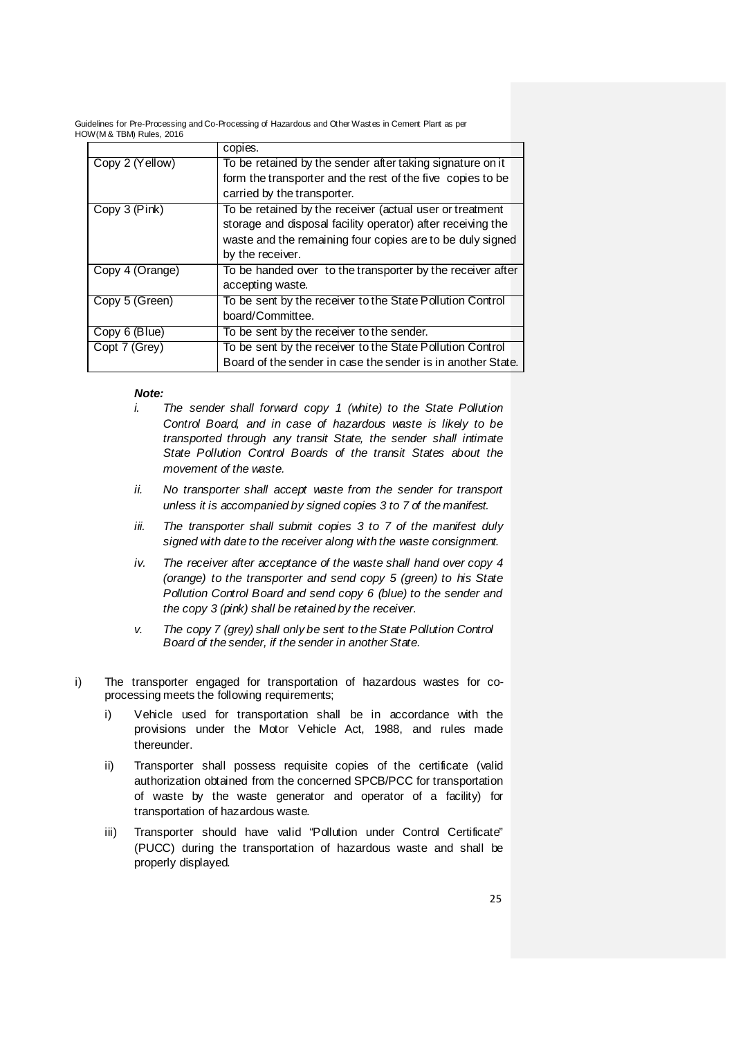| | copies. |
|---|---|
| Copy 2 (Yellow) | To be retained by the sender after taking signature on it form the transporter and the rest of the five copies to be carried by the transporter. |
| Copy 3 (Pink) | To be retained by the receiver (actual user or treatment storage and disposal facility operator) after receiving the waste and the remaining four copies are to be duly signed by the receiver. |
| Copy 4 (Orange) | To be handed over to the transporter by the receiver after accepting waste. |
| Copy 5 (Green) | To be sent by the receiver to the State Pollution Control board/Committee. |
| Copy 6 (Blue) | To be sent by the receiver to the sender. |
| Copt 7 (Grey) | To be sent by the receiver to the State Pollution Control Board of the sender in case the sender is in another State. |

***Note:***

*i. The sender shall forward copy 1 (white) to the State Pollution Control Board, and in case of hazardous waste is likely to be transported through any transit State, the sender shall intimate State Pollution Control Boards of the transit States about the movement of the waste.*

*ii. No transporter shall accept waste from the sender for transport unless it is accompanied by signed copies 3 to 7 of the manifest.*

*iii. The transporter shall submit copies 3 to 7 of the manifest duly signed with date to the receiver along with the waste consignment.*

*iv. The receiver after acceptance of the waste shall hand over copy 4 (orange) to the transporter and send copy 5 (green) to his State Pollution Control Board and send copy 6 (blue) to the sender and the copy 3 (pink) shall be retained by the receiver.*

*v. The copy 7 (grey) shall only be sent to the State Pollution Control Board of the sender, if the sender in another State.*

i) The transporter engaged for transportation of hazardous wastes for co-processing meets the following requirements;

  i) Vehicle used for transportation shall be in accordance with the provisions under the Motor Vehicle Act, 1988, and rules made thereunder.

  ii) Transporter shall possess requisite copies of the certificate (valid authorization obtained from the concerned SPCB/PCC for transportation of waste by the waste generator and operator of a facility) for transportation of hazardous waste.

  iii) Transporter should have valid "Pollution under Control Certificate" (PUCC) during the transportation of hazardous waste and shall be properly displayed.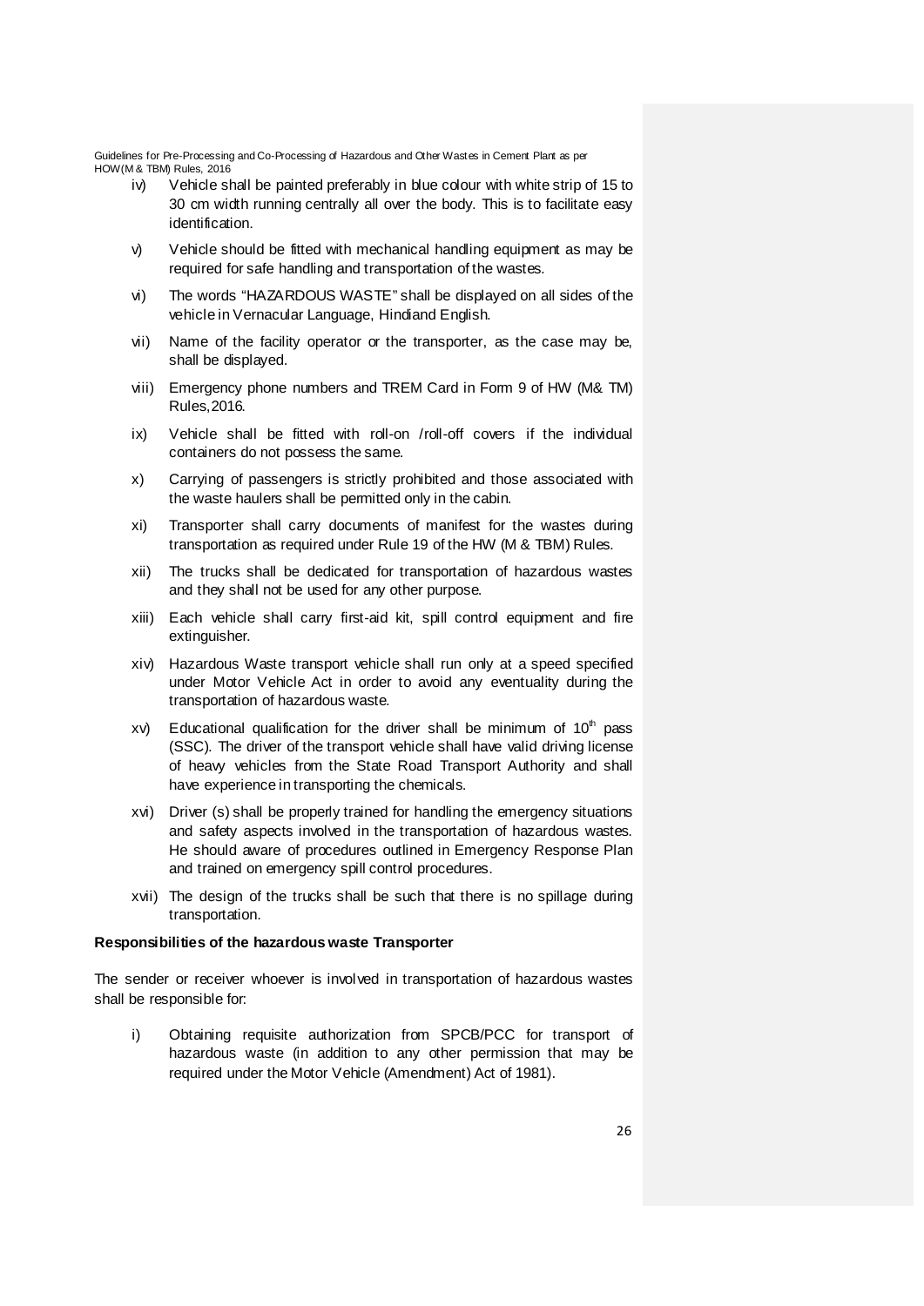iv) Vehicle shall be painted preferably in blue colour with white strip of 15 to 30 cm width running centrally all over the body. This is to facilitate easy identification.

v) Vehicle should be fitted with mechanical handling equipment as may be required for safe handling and transportation of the wastes.

vi) The words "HAZARDOUS WASTE" shall be displayed on all sides of the vehicle in Vernacular Language, Hindiand English.

vii) Name of the facility operator or the transporter, as the case may be, shall be displayed.

viii) Emergency phone numbers and TREM Card in Form 9 of HW (M& TM) Rules,2016.

ix) Vehicle shall be fitted with roll-on /roll-off covers if the individual containers do not possess the same.

x) Carrying of passengers is strictly prohibited and those associated with the waste haulers shall be permitted only in the cabin.

xi) Transporter shall carry documents of manifest for the wastes during transportation as required under Rule 19 of the HW (M & TBM) Rules.

xii) The trucks shall be dedicated for transportation of hazardous wastes and they shall not be used for any other purpose.

xiii) Each vehicle shall carry first-aid kit, spill control equipment and fire extinguisher.

xiv) Hazardous Waste transport vehicle shall run only at a speed specified under Motor Vehicle Act in order to avoid any eventuality during the transportation of hazardous waste.

xv) Educational qualification for the driver shall be minimum of 10[th] pass (SSC). The driver of the transport vehicle shall have valid driving license of heavy vehicles from the State Road Transport Authority and shall have experience in transporting the chemicals.

xvi) Driver (s) shall be properly trained for handling the emergency situations and safety aspects involved in the transportation of hazardous wastes. He should aware of procedures outlined in Emergency Response Plan and trained on emergency spill control procedures.

xvii) The design of the trucks shall be such that there is no spillage during transportation.

**Responsibilities of the hazardous waste Transporter**

The sender or receiver whoever is involved in transportation of hazardous wastes shall be responsible for:

i) Obtaining requisite authorization from SPCB/PCC for transport of hazardous waste (in addition to any other permission that may be required under the Motor Vehicle (Amendment) Act of 1981).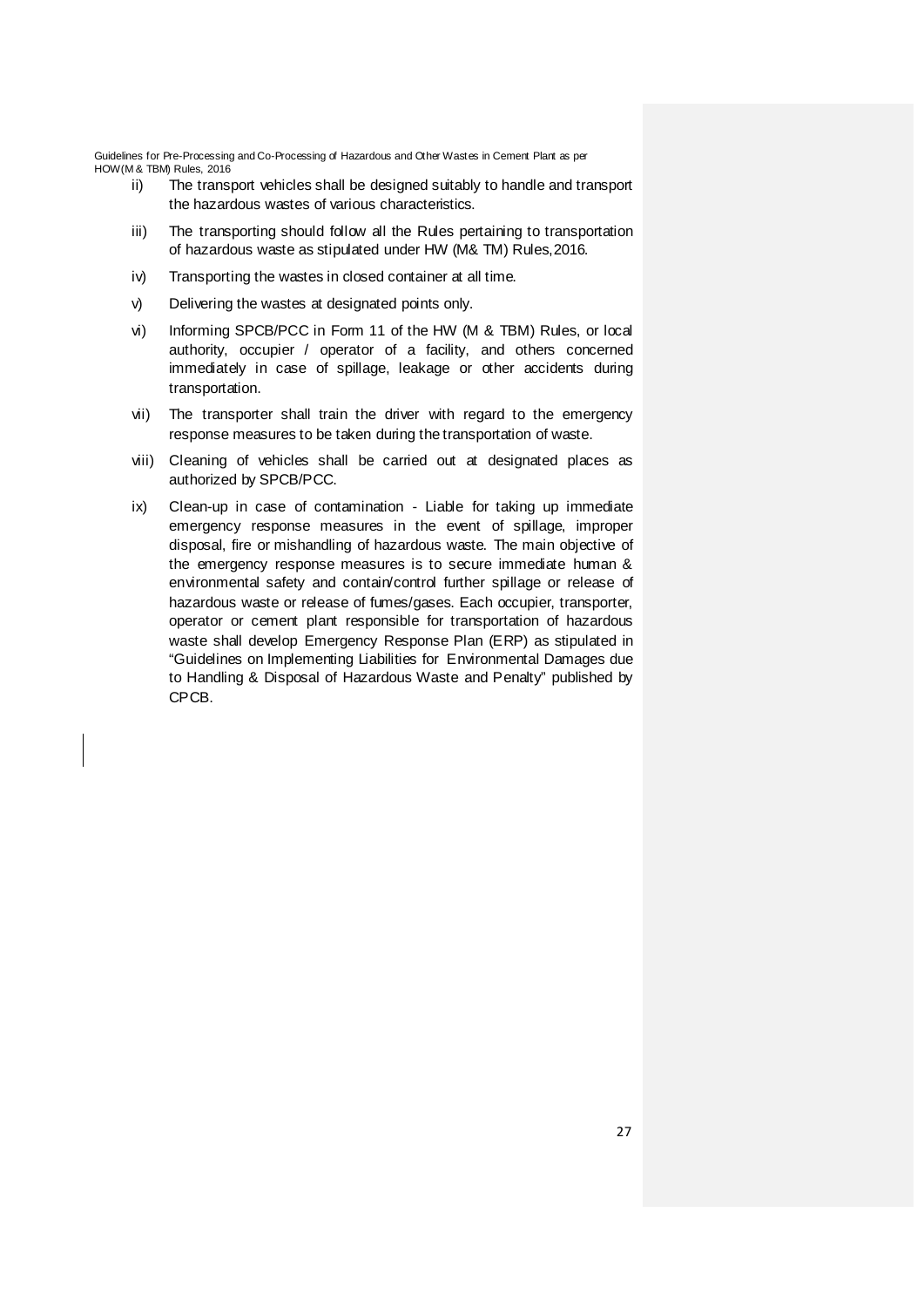ii) The transport vehicles shall be designed suitably to handle and transport the hazardous wastes of various characteristics.

iii) The transporting should follow all the Rules pertaining to transportation of hazardous waste as stipulated under HW (M& TM) Rules,2016.

iv) Transporting the wastes in closed container at all time.

v) Delivering the wastes at designated points only.

vi) Informing SPCB/PCC in Form 11 of the HW (M & TBM) Rules, or local authority, occupier / operator of a facility, and others concerned immediately in case of spillage, leakage or other accidents during transportation.

vii) The transporter shall train the driver with regard to the emergency response measures to be taken during the transportation of waste.

viii) Cleaning of vehicles shall be carried out at designated places as authorized by SPCB/PCC.

ix) Clean-up in case of contamination - Liable for taking up immediate emergency response measures in the event of spillage, improper disposal, fire or mishandling of hazardous waste. The main objective of the emergency response measures is to secure immediate human & environmental safety and contain/control further spillage or release of hazardous waste or release of fumes/gases. Each occupier, transporter, operator or cement plant responsible for transportation of hazardous waste shall develop Emergency Response Plan (ERP) as stipulated in "Guidelines on Implementing Liabilities for Environmental Damages due to Handling & Disposal of Hazardous Waste and Penalty" published by CPCB.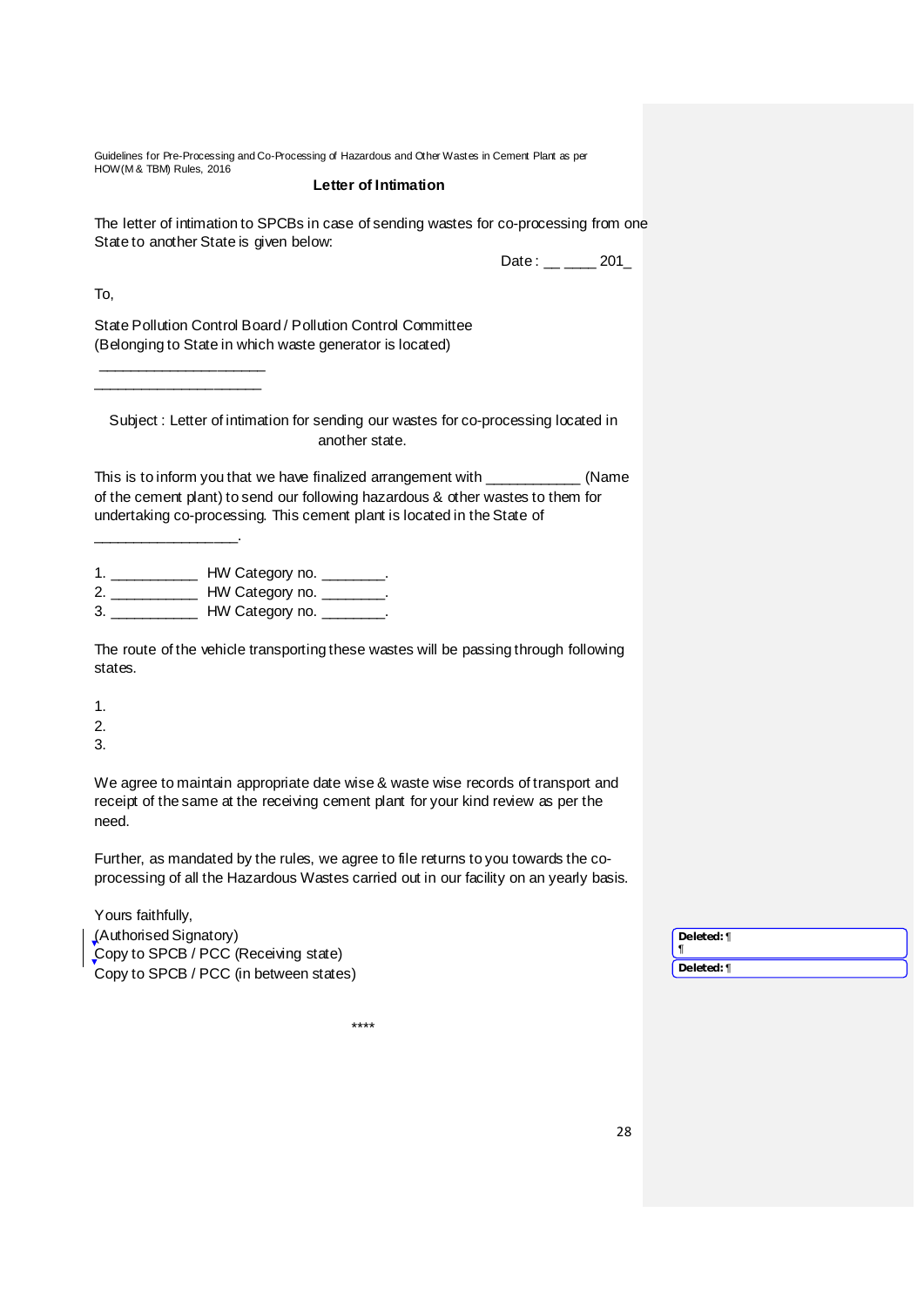## Letter of Intimation

The letter of intimation to SPCBs in case of sending wastes for co-processing from one State to another State is given below:

Date : __ ____ 201_

To,

State Pollution Control Board / Pollution Control Committee
(Belonging to State in which waste generator is located)

____________________
____________________

Subject : Letter of intimation for sending our wastes for co-processing located in another state.

This is to inform you that we have finalized arrangement with ___________ (Name of the cement plant) to send our following hazardous & other wastes to them for undertaking co-processing. This cement plant is located in the State of _________________.

1. __________ HW Category no. _______.
2. __________ HW Category no. _______.
3. __________ HW Category no. _______.

The route of the vehicle transporting these wastes will be passing through following states.

1.
2.
3.

We agree to maintain appropriate date wise & waste wise records of transport and receipt of the same at the receiving cement plant for your kind review as per the need.

Further, as mandated by the rules, we agree to file returns to you towards the co-processing of all the Hazardous Wastes carried out in our facility on an yearly basis.

Yours faithfully,
(Authorised Signatory)
Copy to SPCB / PCC (Receiving state)
Copy to SPCB / PCC (in between states)

****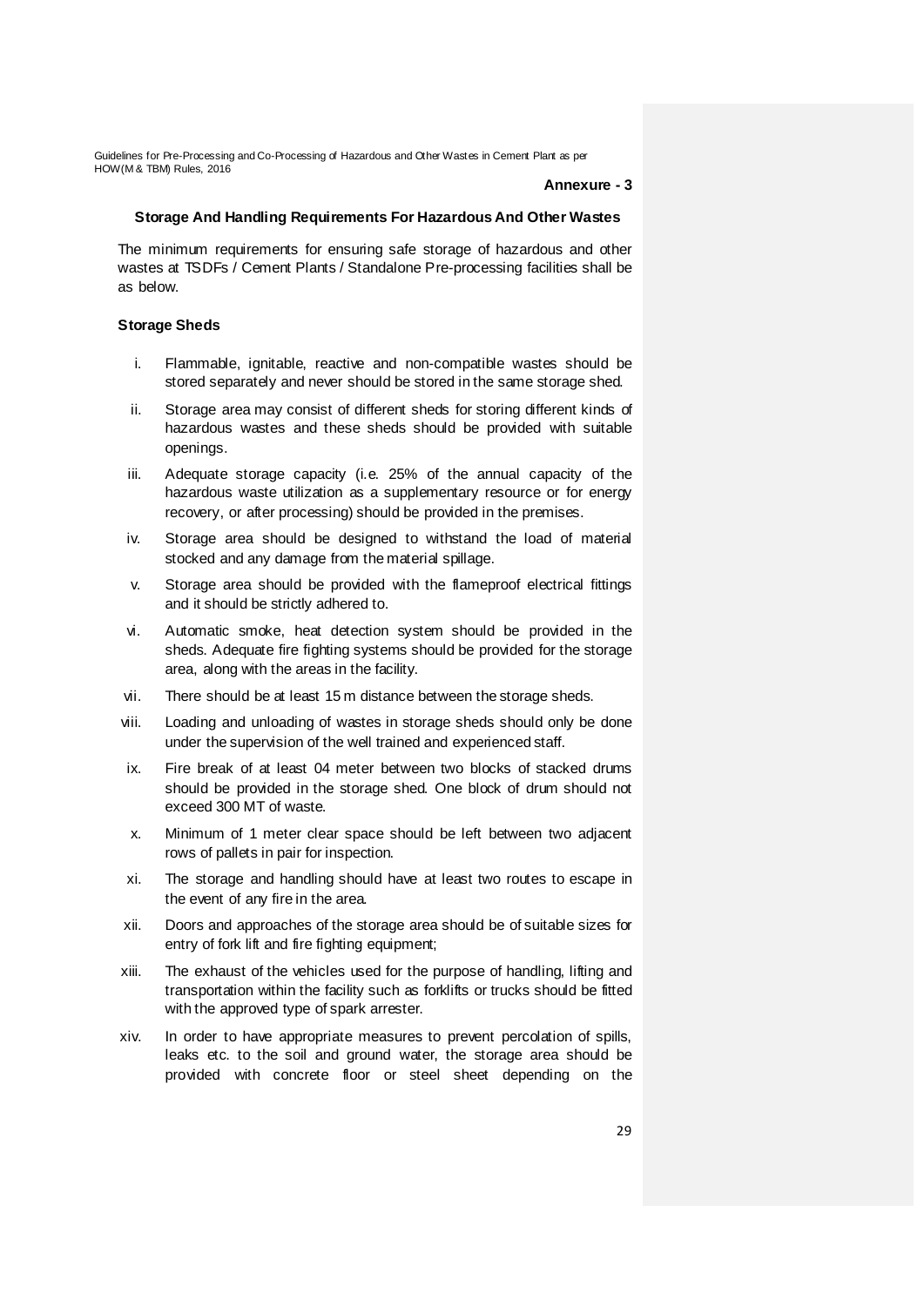**Annexure - 3**

## Storage And Handling Requirements For Hazardous And Other Wastes

The minimum requirements for ensuring safe storage of hazardous and other wastes at TSDFs / Cement Plants / Standalone Pre-processing facilities shall be as below.

### Storage Sheds

i. Flammable, ignitable, reactive and non-compatible wastes should be stored separately and never should be stored in the same storage shed.

ii. Storage area may consist of different sheds for storing different kinds of hazardous wastes and these sheds should be provided with suitable openings.

iii. Adequate storage capacity (i.e. 25% of the annual capacity of the hazardous waste utilization as a supplementary resource or for energy recovery, or after processing) should be provided in the premises.

iv. Storage area should be designed to withstand the load of material stocked and any damage from the material spillage.

v. Storage area should be provided with the flameproof electrical fittings and it should be strictly adhered to.

vi. Automatic smoke, heat detection system should be provided in the sheds. Adequate fire fighting systems should be provided for the storage area, along with the areas in the facility.

vii. There should be at least 15 m distance between the storage sheds.

viii. Loading and unloading of wastes in storage sheds should only be done under the supervision of the well trained and experienced staff.

ix. Fire break of at least 04 meter between two blocks of stacked drums should be provided in the storage shed. One block of drum should not exceed 300 MT of waste.

x. Minimum of 1 meter clear space should be left between two adjacent rows of pallets in pair for inspection.

xi. The storage and handling should have at least two routes to escape in the event of any fire in the area.

xii. Doors and approaches of the storage area should be of suitable sizes for entry of fork lift and fire fighting equipment;

xiii. The exhaust of the vehicles used for the purpose of handling, lifting and transportation within the facility such as forklifts or trucks should be fitted with the approved type of spark arrester.

xiv. In order to have appropriate measures to prevent percolation of spills, leaks etc. to the soil and ground water, the storage area should be provided with concrete floor or steel sheet depending on the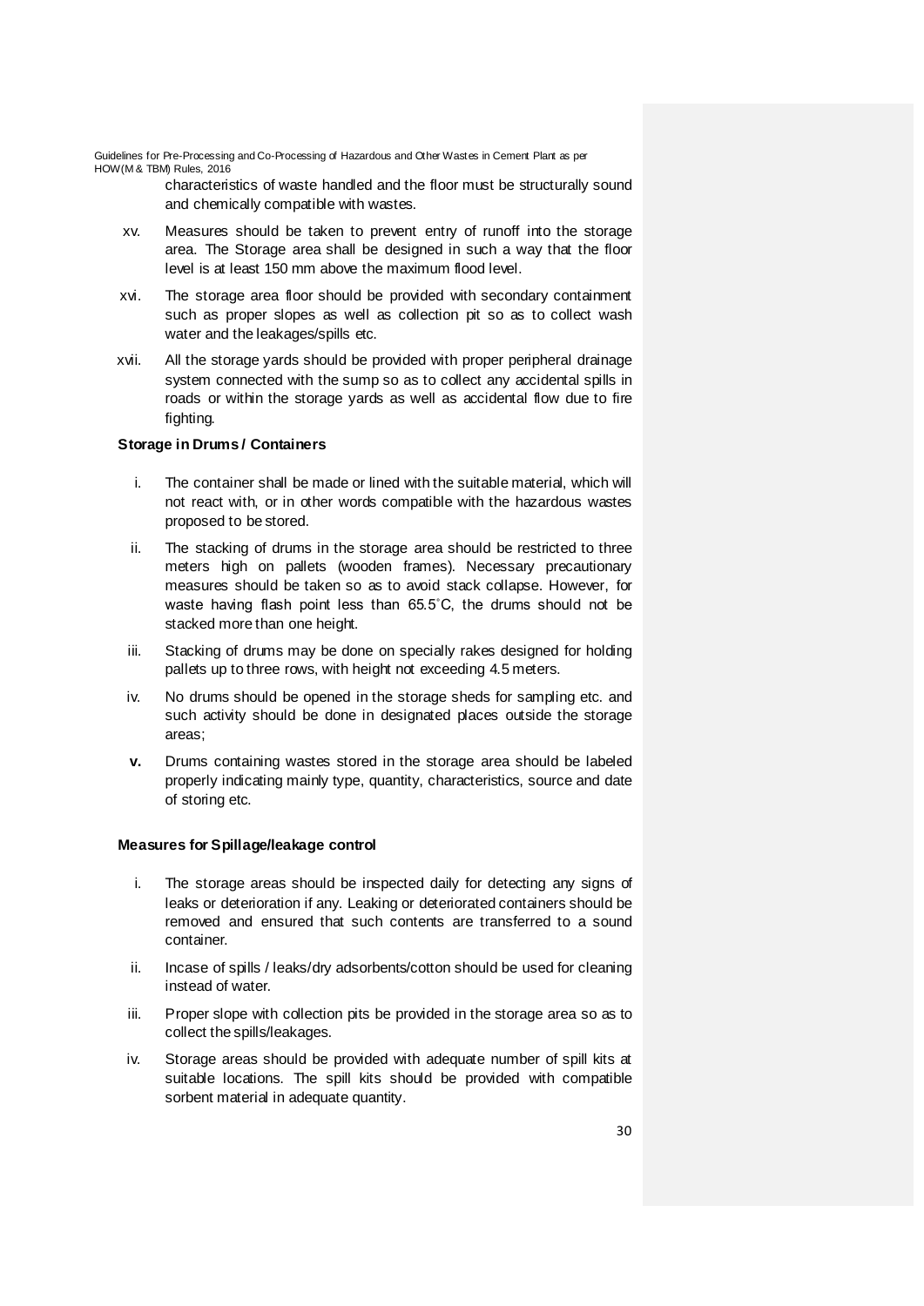characteristics of waste handled and the floor must be structurally sound and chemically compatible with wastes.

xv. Measures should be taken to prevent entry of runoff into the storage area. The Storage area shall be designed in such a way that the floor level is at least 150 mm above the maximum flood level.

xvi. The storage area floor should be provided with secondary containment such as proper slopes as well as collection pit so as to collect wash water and the leakages/spills etc.

xvii. All the storage yards should be provided with proper peripheral drainage system connected with the sump so as to collect any accidental spills in roads or within the storage yards as well as accidental flow due to fire fighting.

**Storage in Drums / Containers**

i. The container shall be made or lined with the suitable material, which will not react with, or in other words compatible with the hazardous wastes proposed to be stored.

ii. The stacking of drums in the storage area should be restricted to three meters high on pallets (wooden frames). Necessary precautionary measures should be taken so as to avoid stack collapse. However, for waste having flash point less than 65.5°C, the drums should not be stacked more than one height.

iii. Stacking of drums may be done on specially rakes designed for holding pallets up to three rows, with height not exceeding 4.5 meters.

iv. No drums should be opened in the storage sheds for sampling etc. and such activity should be done in designated places outside the storage areas;

**v.** Drums containing wastes stored in the storage area should be labeled properly indicating mainly type, quantity, characteristics, source and date of storing etc.

**Measures for Spillage/leakage control**

i. The storage areas should be inspected daily for detecting any signs of leaks or deterioration if any. Leaking or deteriorated containers should be removed and ensured that such contents are transferred to a sound container.

ii. Incase of spills / leaks/dry adsorbents/cotton should be used for cleaning instead of water.

iii. Proper slope with collection pits be provided in the storage area so as to collect the spills/leakages.

iv. Storage areas should be provided with adequate number of spill kits at suitable locations. The spill kits should be provided with compatible sorbent material in adequate quantity.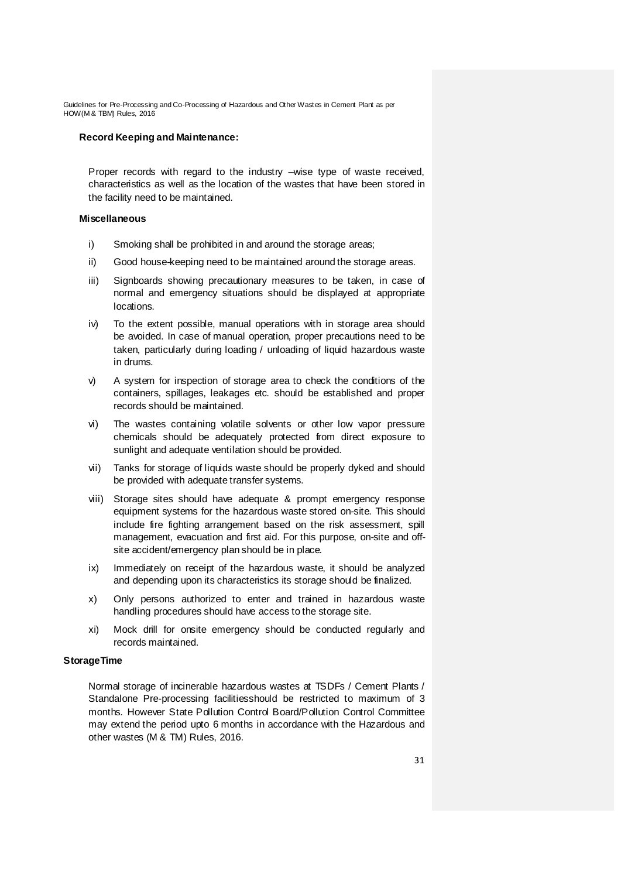### Record Keeping and Maintenance:

Proper records with regard to the industry –wise type of waste received, characteristics as well as the location of the wastes that have been stored in the facility need to be maintained.

### Miscellaneous

i) Smoking shall be prohibited in and around the storage areas;

ii) Good house-keeping need to be maintained around the storage areas.

iii) Signboards showing precautionary measures to be taken, in case of normal and emergency situations should be displayed at appropriate locations.

iv) To the extent possible, manual operations with in storage area should be avoided. In case of manual operation, proper precautions need to be taken, particularly during loading / unloading of liquid hazardous waste in drums.

v) A system for inspection of storage area to check the conditions of the containers, spillages, leakages etc. should be established and proper records should be maintained.

vi) The wastes containing volatile solvents or other low vapor pressure chemicals should be adequately protected from direct exposure to sunlight and adequate ventilation should be provided.

vii) Tanks for storage of liquids waste should be properly dyked and should be provided with adequate transfer systems.

viii) Storage sites should have adequate & prompt emergency response equipment systems for the hazardous waste stored on-site. This should include fire fighting arrangement based on the risk assessment, spill management, evacuation and first aid. For this purpose, on-site and off-site accident/emergency plan should be in place.

ix) Immediately on receipt of the hazardous waste, it should be analyzed and depending upon its characteristics its storage should be finalized.

x) Only persons authorized to enter and trained in hazardous waste handling procedures should have access to the storage site.

xi) Mock drill for onsite emergency should be conducted regularly and records maintained.

### StorageTime

Normal storage of incinerable hazardous wastes at TSDFs / Cement Plants / Standalone Pre-processing facilitiesshould be restricted to maximum of 3 months. However State Pollution Control Board/Pollution Control Committee may extend the period upto 6 months in accordance with the Hazardous and other wastes (M & TM) Rules, 2016.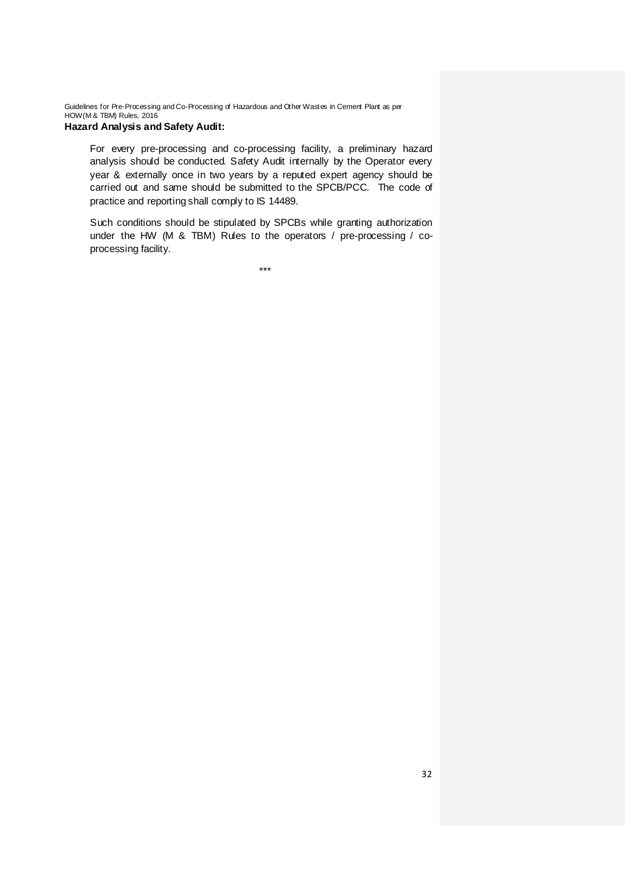**Hazard Analysis and Safety Audit:**

For every pre-processing and co-processing facility, a preliminary hazard analysis should be conducted. Safety Audit internally by the Operator every year & externally once in two years by a reputed expert agency should be carried out and same should be submitted to the SPCB/PCC. The code of practice and reporting shall comply to IS 14489.

Such conditions should be stipulated by SPCBs while granting authorization under the HW (M & TBM) Rules to the operators / pre-processing / co-processing facility.

\*\*\*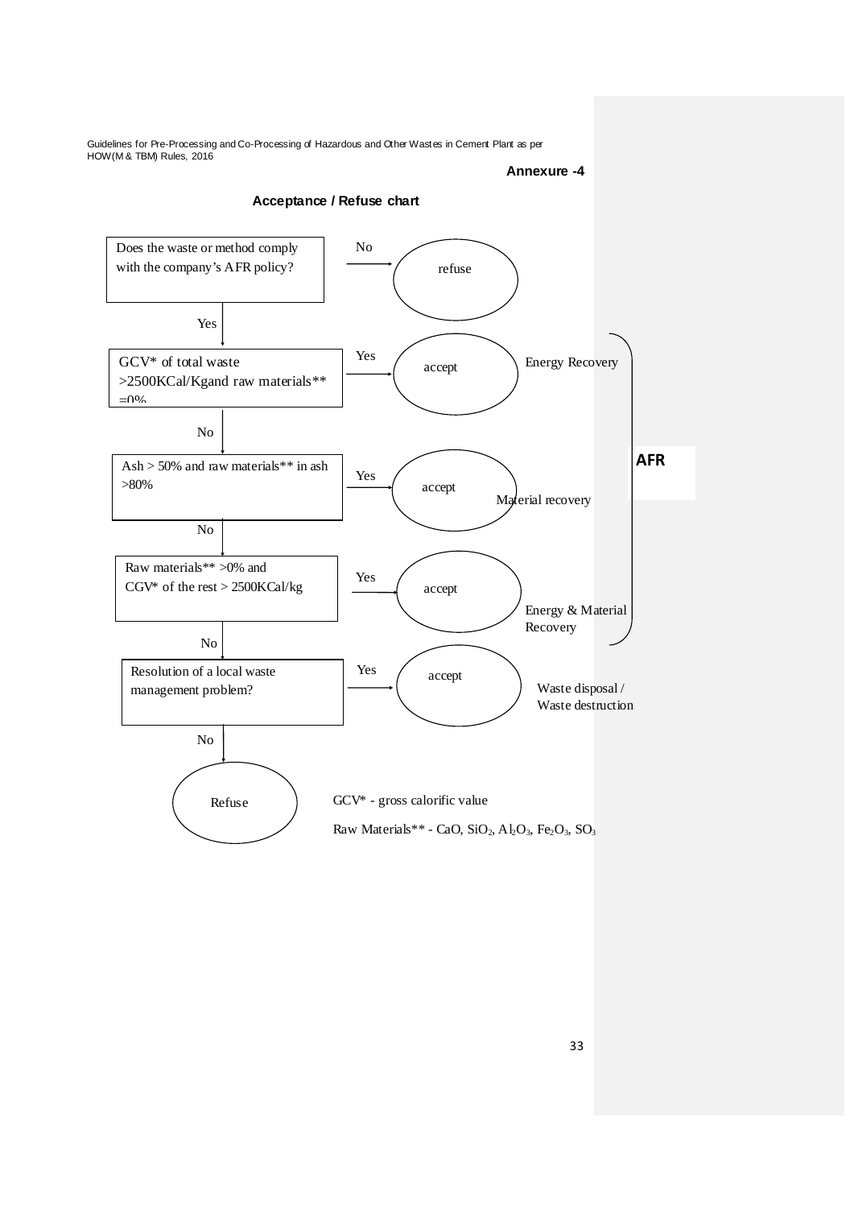**Annexure -4**

**Acceptance / Refuse chart**

Does the waste or method comply with the company's AFR policy?
- No → refuse
- Yes ↓

GCV* of total waste >2500KCal/Kgand raw materials** =0%
- Yes → accept — Energy Recovery
- No ↓

Ash > 50% and raw materials** in ash >80%
- Yes → accept — Material recovery
- No ↓

Raw materials** >0% and CGV* of the rest > 2500KCal/kg
- Yes → accept — Energy & Material Recovery
- No ↓

(Energy Recovery, Material recovery, and Energy & Material Recovery: **AFR**)

Resolution of a local waste management problem?
- Yes → accept — Waste disposal / Waste destruction
- No → Refuse

GCV* - gross calorific value

Raw Materials** - CaO, $SiO_2$, $Al_2O_3$, $Fe_2O_3$, $SO_3$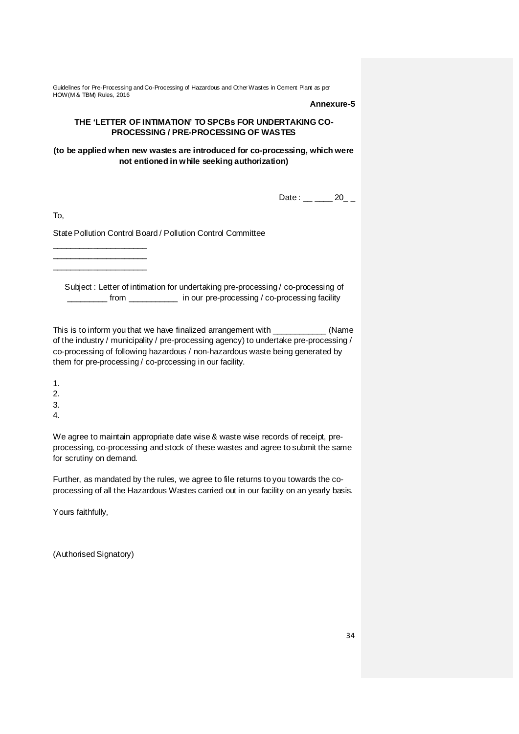**Annexure-5**

**THE 'LETTER OF INTIMATION' TO SPCBs FOR UNDERTAKING CO-PROCESSING / PRE-PROCESSING OF WASTES**

**(to be applied when new wastes are introduced for co-processing, which were not entioned in while seeking authorization)**

Date : __ ____ 20_ _

To,

State Pollution Control Board / Pollution Control Committee

____________________
____________________
____________________

Subject : Letter of intimation for undertaking pre-processing / co-processing of ________ from __________ in our pre-processing / co-processing facility

This is to inform you that we have finalized arrangement with ___________ (Name of the industry / municipality / pre-processing agency) to undertake pre-processing / co-processing of following hazardous / non-hazardous waste being generated by them for pre-processing / co-processing in our facility.

1.
2.
3.
4.

We agree to maintain appropriate date wise & waste wise records of receipt, pre-processing, co-processing and stock of these wastes and agree to submit the same for scrutiny on demand.

Further, as mandated by the rules, we agree to file returns to you towards the co-processing of all the Hazardous Wastes carried out in our facility on an yearly basis.

Yours faithfully,

(Authorised Signatory)